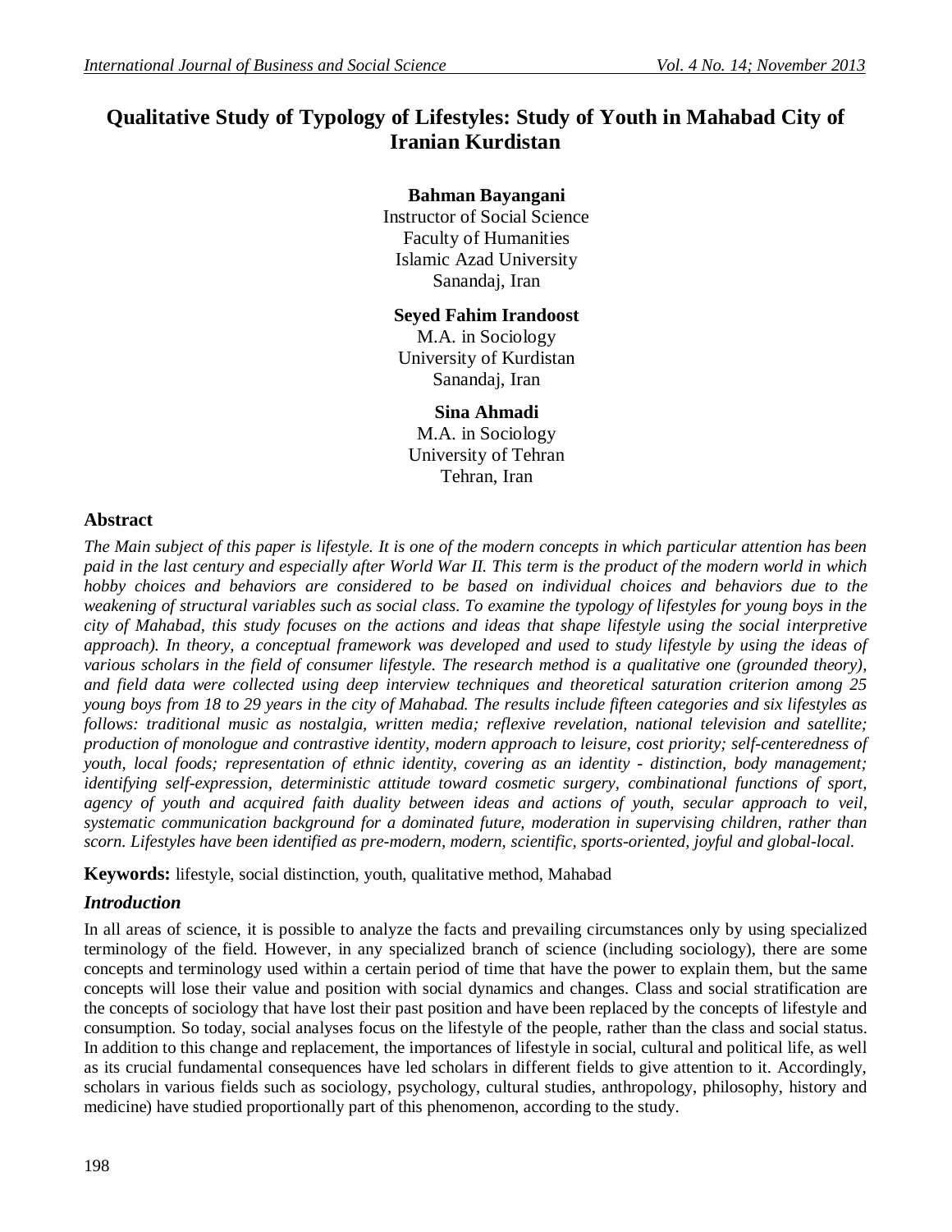# Qualitative Study of Typology of Lifestyles: Study of Youth in Mahabad City of Iranian Kurdistan

**Bahman Bayangani**
Instructor of Social Science
Faculty of Humanities
Islamic Azad University
Sanandaj, Iran

**Seyed Fahim Irandoost**
M.A. in Sociology
University of Kurdistan
Sanandaj, Iran

**Sina Ahmadi**
M.A. in Sociology
University of Tehran
Tehran, Iran

## Abstract

*The Main subject of this paper is lifestyle. It is one of the modern concepts in which particular attention has been paid in the last century and especially after World War II. This term is the product of the modern world in which hobby choices and behaviors are considered to be based on individual choices and behaviors due to the weakening of structural variables such as social class. To examine the typology of lifestyles for young boys in the city of Mahabad, this study focuses on the actions and ideas that shape lifestyle using the social interpretive approach). In theory, a conceptual framework was developed and used to study lifestyle by using the ideas of various scholars in the field of consumer lifestyle. The research method is a qualitative one (grounded theory), and field data were collected using deep interview techniques and theoretical saturation criterion among 25 young boys from 18 to 29 years in the city of Mahabad. The results include fifteen categories and six lifestyles as follows: traditional music as nostalgia, written media; reflexive revelation, national television and satellite; production of monologue and contrastive identity, modern approach to leisure, cost priority; self-centeredness of youth, local foods; representation of ethnic identity, covering as an identity - distinction, body management; identifying self-expression, deterministic attitude toward cosmetic surgery, combinational functions of sport, agency of youth and acquired faith duality between ideas and actions of youth, secular approach to veil, systematic communication background for a dominated future, moderation in supervising children, rather than scorn. Lifestyles have been identified as pre-modern, modern, scientific, sports-oriented, joyful and global-local.*

**Keywords:** lifestyle, social distinction, youth, qualitative method, Mahabad

## *Introduction*

In all areas of science, it is possible to analyze the facts and prevailing circumstances only by using specialized terminology of the field. However, in any specialized branch of science (including sociology), there are some concepts and terminology used within a certain period of time that have the power to explain them, but the same concepts will lose their value and position with social dynamics and changes. Class and social stratification are the concepts of sociology that have lost their past position and have been replaced by the concepts of lifestyle and consumption. So today, social analyses focus on the lifestyle of the people, rather than the class and social status. In addition to this change and replacement, the importances of lifestyle in social, cultural and political life, as well as its crucial fundamental consequences have led scholars in different fields to give attention to it. Accordingly, scholars in various fields such as sociology, psychology, cultural studies, anthropology, philosophy, history and medicine) have studied proportionally part of this phenomenon, according to the study.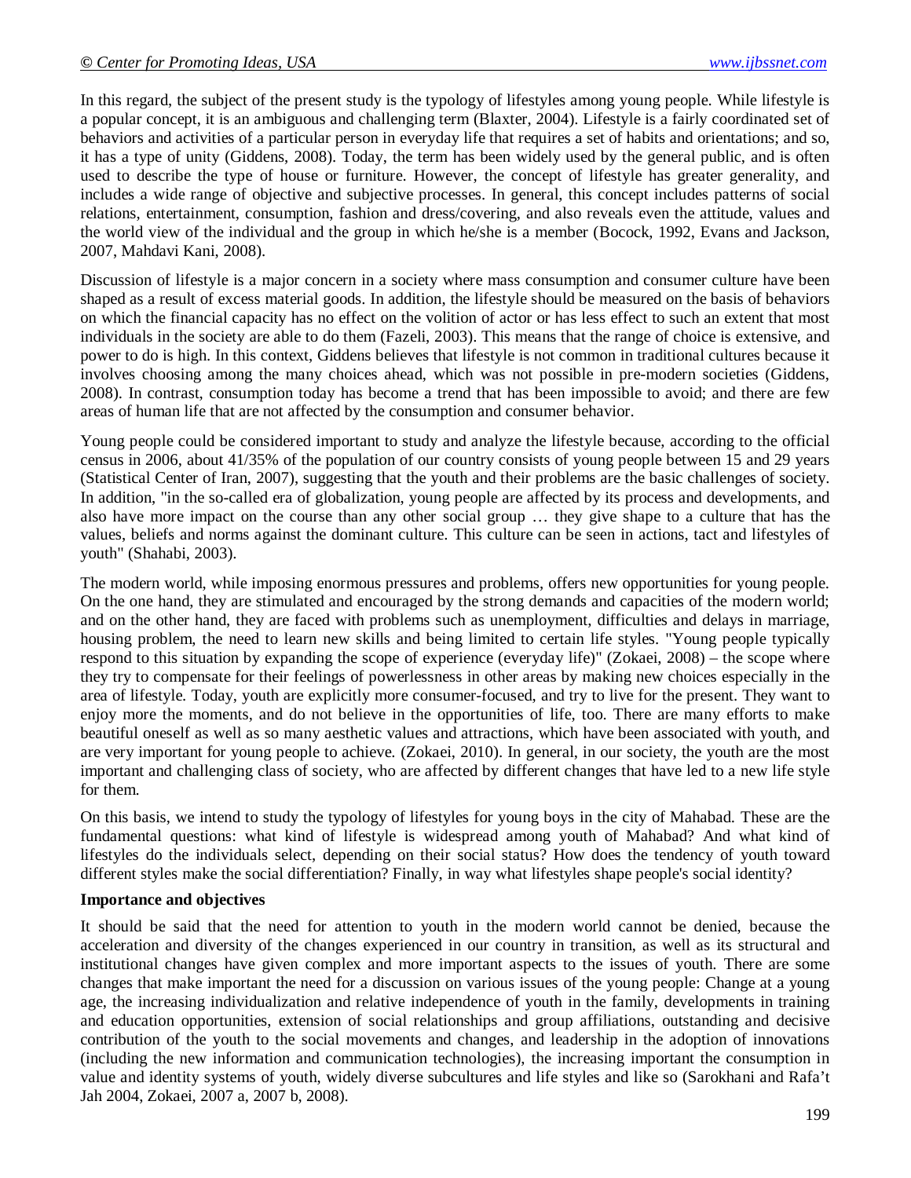In this regard, the subject of the present study is the typology of lifestyles among young people. While lifestyle is a popular concept, it is an ambiguous and challenging term (Blaxter, 2004). Lifestyle is a fairly coordinated set of behaviors and activities of a particular person in everyday life that requires a set of habits and orientations; and so, it has a type of unity (Giddens, 2008). Today, the term has been widely used by the general public, and is often used to describe the type of house or furniture. However, the concept of lifestyle has greater generality, and includes a wide range of objective and subjective processes. In general, this concept includes patterns of social relations, entertainment, consumption, fashion and dress/covering, and also reveals even the attitude, values and the world view of the individual and the group in which he/she is a member (Bocock, 1992, Evans and Jackson, 2007, Mahdavi Kani, 2008).

Discussion of lifestyle is a major concern in a society where mass consumption and consumer culture have been shaped as a result of excess material goods. In addition, the lifestyle should be measured on the basis of behaviors on which the financial capacity has no effect on the volition of actor or has less effect to such an extent that most individuals in the society are able to do them (Fazeli, 2003). This means that the range of choice is extensive, and power to do is high. In this context, Giddens believes that lifestyle is not common in traditional cultures because it involves choosing among the many choices ahead, which was not possible in pre-modern societies (Giddens, 2008). In contrast, consumption today has become a trend that has been impossible to avoid; and there are few areas of human life that are not affected by the consumption and consumer behavior.

Young people could be considered important to study and analyze the lifestyle because, according to the official census in 2006, about 41/35% of the population of our country consists of young people between 15 and 29 years (Statistical Center of Iran, 2007), suggesting that the youth and their problems are the basic challenges of society. In addition, "in the so-called era of globalization, young people are affected by its process and developments, and also have more impact on the course than any other social group … they give shape to a culture that has the values, beliefs and norms against the dominant culture. This culture can be seen in actions, tact and lifestyles of youth" (Shahabi, 2003).

The modern world, while imposing enormous pressures and problems, offers new opportunities for young people. On the one hand, they are stimulated and encouraged by the strong demands and capacities of the modern world; and on the other hand, they are faced with problems such as unemployment, difficulties and delays in marriage, housing problem, the need to learn new skills and being limited to certain life styles. "Young people typically respond to this situation by expanding the scope of experience (everyday life)" (Zokaei, 2008) – the scope where they try to compensate for their feelings of powerlessness in other areas by making new choices especially in the area of lifestyle. Today, youth are explicitly more consumer-focused, and try to live for the present. They want to enjoy more the moments, and do not believe in the opportunities of life, too. There are many efforts to make beautiful oneself as well as so many aesthetic values and attractions, which have been associated with youth, and are very important for young people to achieve. (Zokaei, 2010). In general, in our society, the youth are the most important and challenging class of society, who are affected by different changes that have led to a new life style for them.

On this basis, we intend to study the typology of lifestyles for young boys in the city of Mahabad. These are the fundamental questions: what kind of lifestyle is widespread among youth of Mahabad? And what kind of lifestyles do the individuals select, depending on their social status? How does the tendency of youth toward different styles make the social differentiation? Finally, in way what lifestyles shape people's social identity?

**Importance and objectives**

It should be said that the need for attention to youth in the modern world cannot be denied, because the acceleration and diversity of the changes experienced in our country in transition, as well as its structural and institutional changes have given complex and more important aspects to the issues of youth. There are some changes that make important the need for a discussion on various issues of the young people: Change at a young age, the increasing individualization and relative independence of youth in the family, developments in training and education opportunities, extension of social relationships and group affiliations, outstanding and decisive contribution of the youth to the social movements and changes, and leadership in the adoption of innovations (including the new information and communication technologies), the increasing important the consumption in value and identity systems of youth, widely diverse subcultures and life styles and like so (Sarokhani and Rafa't Jah 2004, Zokaei, 2007 a, 2007 b, 2008).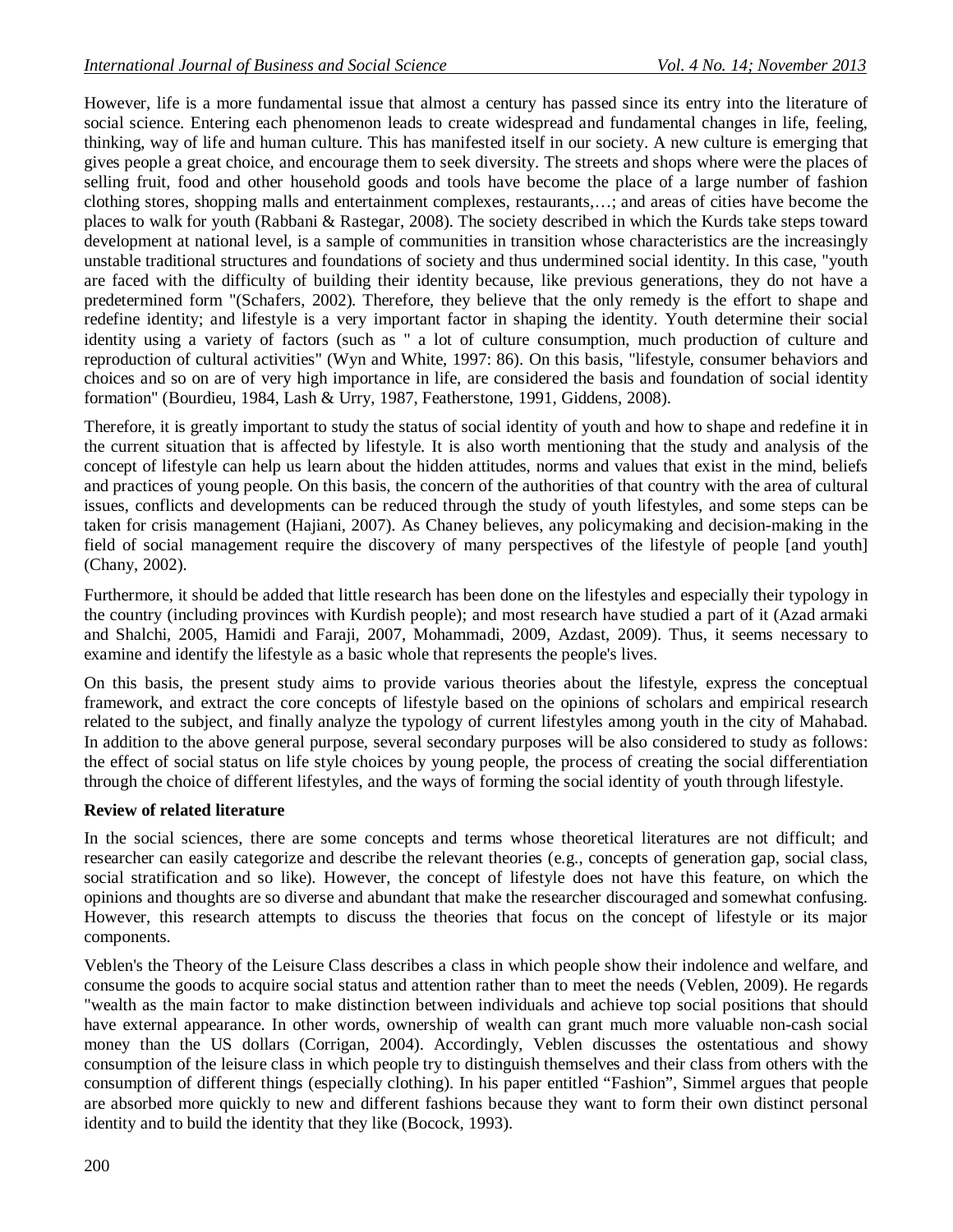However, life is a more fundamental issue that almost a century has passed since its entry into the literature of social science. Entering each phenomenon leads to create widespread and fundamental changes in life, feeling, thinking, way of life and human culture. This has manifested itself in our society. A new culture is emerging that gives people a great choice, and encourage them to seek diversity. The streets and shops where were the places of selling fruit, food and other household goods and tools have become the place of a large number of fashion clothing stores, shopping malls and entertainment complexes, restaurants,…; and areas of cities have become the places to walk for youth (Rabbani & Rastegar, 2008). The society described in which the Kurds take steps toward development at national level, is a sample of communities in transition whose characteristics are the increasingly unstable traditional structures and foundations of society and thus undermined social identity. In this case, "youth are faced with the difficulty of building their identity because, like previous generations, they do not have a predetermined form "(Schafers, 2002). Therefore, they believe that the only remedy is the effort to shape and redefine identity; and lifestyle is a very important factor in shaping the identity. Youth determine their social identity using a variety of factors (such as " a lot of culture consumption, much production of culture and reproduction of cultural activities" (Wyn and White, 1997: 86). On this basis, "lifestyle, consumer behaviors and choices and so on are of very high importance in life, are considered the basis and foundation of social identity formation" (Bourdieu, 1984, Lash & Urry, 1987, Featherstone, 1991, Giddens, 2008).

Therefore, it is greatly important to study the status of social identity of youth and how to shape and redefine it in the current situation that is affected by lifestyle. It is also worth mentioning that the study and analysis of the concept of lifestyle can help us learn about the hidden attitudes, norms and values that exist in the mind, beliefs and practices of young people. On this basis, the concern of the authorities of that country with the area of cultural issues, conflicts and developments can be reduced through the study of youth lifestyles, and some steps can be taken for crisis management (Hajiani, 2007). As Chaney believes, any policymaking and decision-making in the field of social management require the discovery of many perspectives of the lifestyle of people [and youth] (Chany, 2002).

Furthermore, it should be added that little research has been done on the lifestyles and especially their typology in the country (including provinces with Kurdish people); and most research have studied a part of it (Azad armaki and Shalchi, 2005, Hamidi and Faraji, 2007, Mohammadi, 2009, Azdast, 2009). Thus, it seems necessary to examine and identify the lifestyle as a basic whole that represents the people's lives.

On this basis, the present study aims to provide various theories about the lifestyle, express the conceptual framework, and extract the core concepts of lifestyle based on the opinions of scholars and empirical research related to the subject, and finally analyze the typology of current lifestyles among youth in the city of Mahabad. In addition to the above general purpose, several secondary purposes will be also considered to study as follows: the effect of social status on life style choices by young people, the process of creating the social differentiation through the choice of different lifestyles, and the ways of forming the social identity of youth through lifestyle.

**Review of related literature**

In the social sciences, there are some concepts and terms whose theoretical literatures are not difficult; and researcher can easily categorize and describe the relevant theories (e.g., concepts of generation gap, social class, social stratification and so like). However, the concept of lifestyle does not have this feature, on which the opinions and thoughts are so diverse and abundant that make the researcher discouraged and somewhat confusing. However, this research attempts to discuss the theories that focus on the concept of lifestyle or its major components.

Veblen's the Theory of the Leisure Class describes a class in which people show their indolence and welfare, and consume the goods to acquire social status and attention rather than to meet the needs (Veblen, 2009). He regards "wealth as the main factor to make distinction between individuals and achieve top social positions that should have external appearance. In other words, ownership of wealth can grant much more valuable non-cash social money than the US dollars (Corrigan, 2004). Accordingly, Veblen discusses the ostentatious and showy consumption of the leisure class in which people try to distinguish themselves and their class from others with the consumption of different things (especially clothing). In his paper entitled “Fashion”, Simmel argues that people are absorbed more quickly to new and different fashions because they want to form their own distinct personal identity and to build the identity that they like (Bocock, 1993).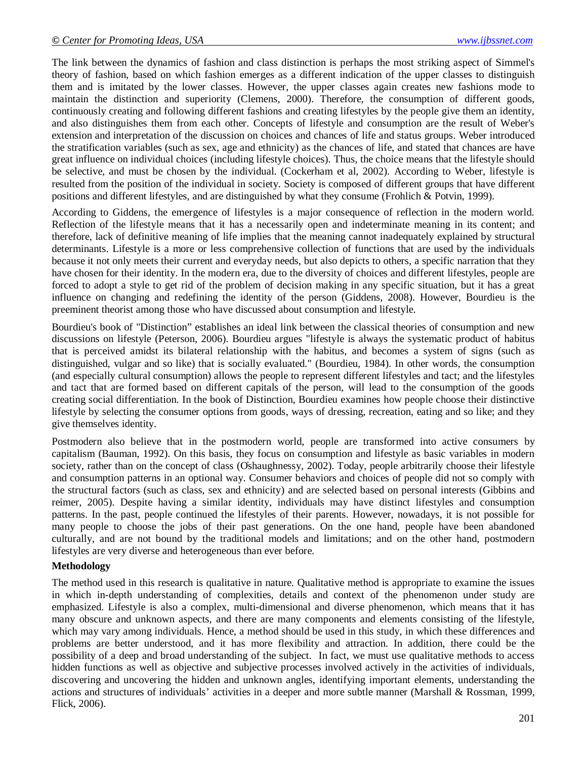The link between the dynamics of fashion and class distinction is perhaps the most striking aspect of Simmel's theory of fashion, based on which fashion emerges as a different indication of the upper classes to distinguish them and is imitated by the lower classes. However, the upper classes again creates new fashions mode to maintain the distinction and superiority (Clemens, 2000). Therefore, the consumption of different goods, continuously creating and following different fashions and creating lifestyles by the people give them an identity, and also distinguishes them from each other. Concepts of lifestyle and consumption are the result of Weber's extension and interpretation of the discussion on choices and chances of life and status groups. Weber introduced the stratification variables (such as sex, age and ethnicity) as the chances of life, and stated that chances are have great influence on individual choices (including lifestyle choices). Thus, the choice means that the lifestyle should be selective, and must be chosen by the individual. (Cockerham et al, 2002). According to Weber, lifestyle is resulted from the position of the individual in society. Society is composed of different groups that have different positions and different lifestyles, and are distinguished by what they consume (Frohlich & Potvin, 1999).

According to Giddens, the emergence of lifestyles is a major consequence of reflection in the modern world. Reflection of the lifestyle means that it has a necessarily open and indeterminate meaning in its content; and therefore, lack of definitive meaning of life implies that the meaning cannot inadequately explained by structural determinants. Lifestyle is a more or less comprehensive collection of functions that are used by the individuals because it not only meets their current and everyday needs, but also depicts to others, a specific narration that they have chosen for their identity. In the modern era, due to the diversity of choices and different lifestyles, people are forced to adopt a style to get rid of the problem of decision making in any specific situation, but it has a great influence on changing and redefining the identity of the person (Giddens, 2008). However, Bourdieu is the preeminent theorist among those who have discussed about consumption and lifestyle.

Bourdieu's book of "Distinction" establishes an ideal link between the classical theories of consumption and new discussions on lifestyle (Peterson, 2006). Bourdieu argues "lifestyle is always the systematic product of habitus that is perceived amidst its bilateral relationship with the habitus, and becomes a system of signs (such as distinguished, vulgar and so like) that is socially evaluated." (Bourdieu, 1984). In other words, the consumption (and especially cultural consumption) allows the people to represent different lifestyles and tact; and the lifestyles and tact that are formed based on different capitals of the person, will lead to the consumption of the goods creating social differentiation. In the book of Distinction, Bourdieu examines how people choose their distinctive lifestyle by selecting the consumer options from goods, ways of dressing, recreation, eating and so like; and they give themselves identity.

Postmodern also believe that in the postmodern world, people are transformed into active consumers by capitalism (Bauman, 1992). On this basis, they focus on consumption and lifestyle as basic variables in modern society, rather than on the concept of class (O'shaughnessy, 2002). Today, people arbitrarily choose their lifestyle and consumption patterns in an optional way. Consumer behaviors and choices of people did not so comply with the structural factors (such as class, sex and ethnicity) and are selected based on personal interests (Gibbins and reimer, 2005). Despite having a similar identity, individuals may have distinct lifestyles and consumption patterns. In the past, people continued the lifestyles of their parents. However, nowadays, it is not possible for many people to choose the jobs of their past generations. On the one hand, people have been abandoned culturally, and are not bound by the traditional models and limitations; and on the other hand, postmodern lifestyles are very diverse and heterogeneous than ever before.

**Methodology**

The method used in this research is qualitative in nature. Qualitative method is appropriate to examine the issues in which in-depth understanding of complexities, details and context of the phenomenon under study are emphasized. Lifestyle is also a complex, multi-dimensional and diverse phenomenon, which means that it has many obscure and unknown aspects, and there are many components and elements consisting of the lifestyle, which may vary among individuals. Hence, a method should be used in this study, in which these differences and problems are better understood, and it has more flexibility and attraction. In addition, there could be the possibility of a deep and broad understanding of the subject. In fact, we must use qualitative methods to access hidden functions as well as objective and subjective processes involved actively in the activities of individuals, discovering and uncovering the hidden and unknown angles, identifying important elements, understanding the actions and structures of individuals' activities in a deeper and more subtle manner (Marshall & Rossman, 1999, Flick, 2006).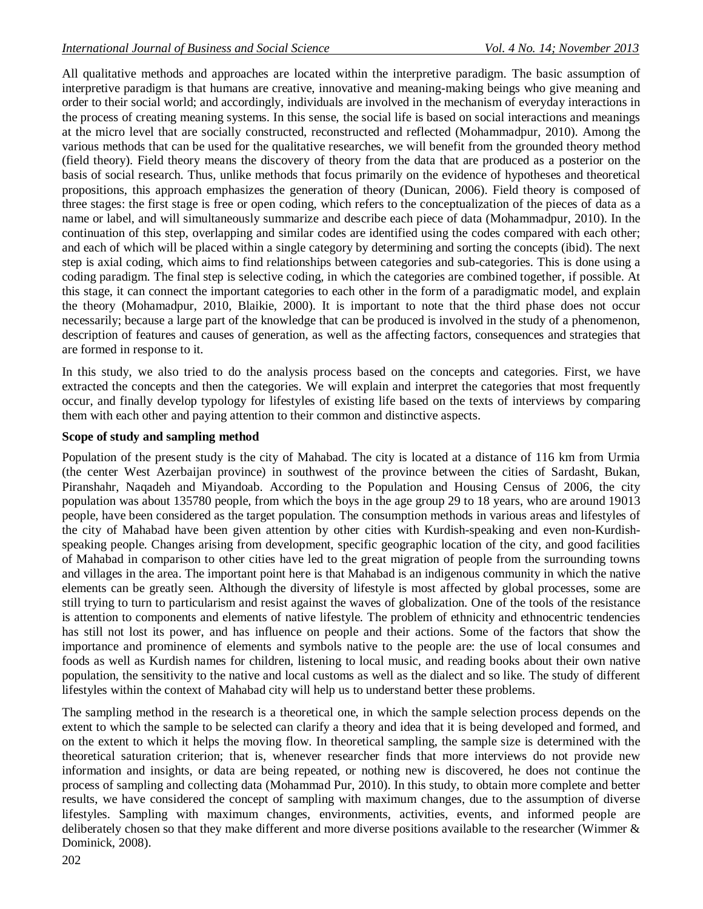All qualitative methods and approaches are located within the interpretive paradigm. The basic assumption of interpretive paradigm is that humans are creative, innovative and meaning-making beings who give meaning and order to their social world; and accordingly, individuals are involved in the mechanism of everyday interactions in the process of creating meaning systems. In this sense, the social life is based on social interactions and meanings at the micro level that are socially constructed, reconstructed and reflected (Mohammadpur, 2010). Among the various methods that can be used for the qualitative researches, we will benefit from the grounded theory method (field theory). Field theory means the discovery of theory from the data that are produced as a posterior on the basis of social research. Thus, unlike methods that focus primarily on the evidence of hypotheses and theoretical propositions, this approach emphasizes the generation of theory (Dunican, 2006). Field theory is composed of three stages: the first stage is free or open coding, which refers to the conceptualization of the pieces of data as a name or label, and will simultaneously summarize and describe each piece of data (Mohammadpur, 2010). In the continuation of this step, overlapping and similar codes are identified using the codes compared with each other; and each of which will be placed within a single category by determining and sorting the concepts (ibid). The next step is axial coding, which aims to find relationships between categories and sub-categories. This is done using a coding paradigm. The final step is selective coding, in which the categories are combined together, if possible. At this stage, it can connect the important categories to each other in the form of a paradigmatic model, and explain the theory (Mohamadpur, 2010, Blaikie, 2000). It is important to note that the third phase does not occur necessarily; because a large part of the knowledge that can be produced is involved in the study of a phenomenon, description of features and causes of generation, as well as the affecting factors, consequences and strategies that are formed in response to it.

In this study, we also tried to do the analysis process based on the concepts and categories. First, we have extracted the concepts and then the categories. We will explain and interpret the categories that most frequently occur, and finally develop typology for lifestyles of existing life based on the texts of interviews by comparing them with each other and paying attention to their common and distinctive aspects.

**Scope of study and sampling method**

Population of the present study is the city of Mahabad. The city is located at a distance of 116 km from Urmia (the center West Azerbaijan province) in southwest of the province between the cities of Sardasht, Bukan, Piranshahr, Naqadeh and Miyandoab. According to the Population and Housing Census of 2006, the city population was about 135780 people, from which the boys in the age group 29 to 18 years, who are around 19013 people, have been considered as the target population. The consumption methods in various areas and lifestyles of the city of Mahabad have been given attention by other cities with Kurdish-speaking and even non-Kurdish-speaking people. Changes arising from development, specific geographic location of the city, and good facilities of Mahabad in comparison to other cities have led to the great migration of people from the surrounding towns and villages in the area. The important point here is that Mahabad is an indigenous community in which the native elements can be greatly seen. Although the diversity of lifestyle is most affected by global processes, some are still trying to turn to particularism and resist against the waves of globalization. One of the tools of the resistance is attention to components and elements of native lifestyle. The problem of ethnicity and ethnocentric tendencies has still not lost its power, and has influence on people and their actions. Some of the factors that show the importance and prominence of elements and symbols native to the people are: the use of local consumes and foods as well as Kurdish names for children, listening to local music, and reading books about their own native population, the sensitivity to the native and local customs as well as the dialect and so like. The study of different lifestyles within the context of Mahabad city will help us to understand better these problems.

The sampling method in the research is a theoretical one, in which the sample selection process depends on the extent to which the sample to be selected can clarify a theory and idea that it is being developed and formed, and on the extent to which it helps the moving flow. In theoretical sampling, the sample size is determined with the theoretical saturation criterion; that is, whenever researcher finds that more interviews do not provide new information and insights, or data are being repeated, or nothing new is discovered, he does not continue the process of sampling and collecting data (Mohammad Pur, 2010). In this study, to obtain more complete and better results, we have considered the concept of sampling with maximum changes, due to the assumption of diverse lifestyles. Sampling with maximum changes, environments, activities, events, and informed people are deliberately chosen so that they make different and more diverse positions available to the researcher (Wimmer & Dominick, 2008).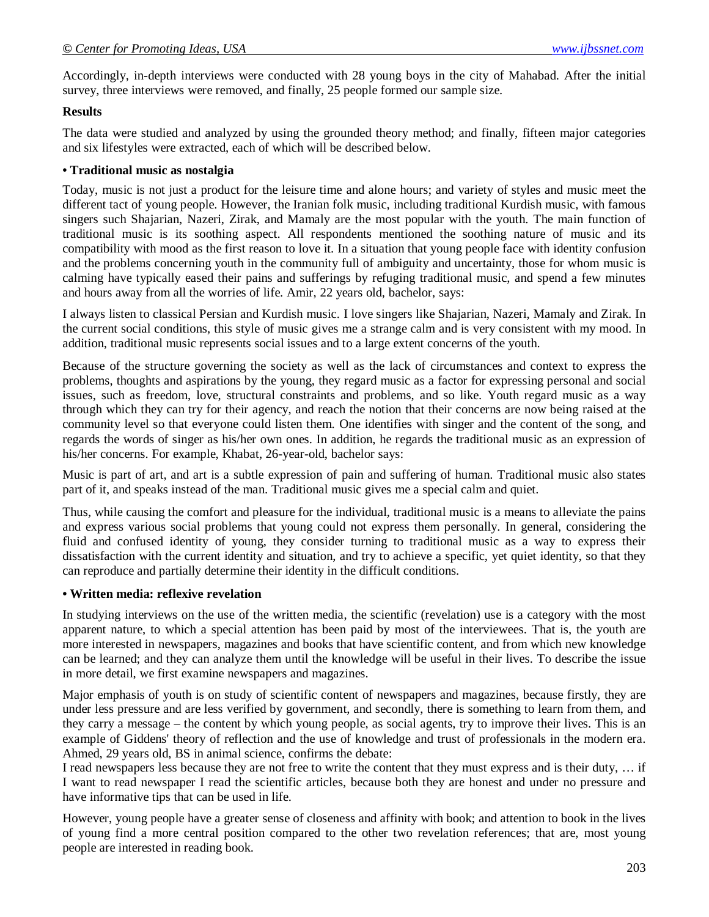Accordingly, in-depth interviews were conducted with 28 young boys in the city of Mahabad. After the initial survey, three interviews were removed, and finally, 25 people formed our sample size.

**Results**

The data were studied and analyzed by using the grounded theory method; and finally, fifteen major categories and six lifestyles were extracted, each of which will be described below.

**• Traditional music as nostalgia**

Today, music is not just a product for the leisure time and alone hours; and variety of styles and music meet the different tact of young people. However, the Iranian folk music, including traditional Kurdish music, with famous singers such Shajarian, Nazeri, Zirak, and Mamaly are the most popular with the youth. The main function of traditional music is its soothing aspect. All respondents mentioned the soothing nature of music and its compatibility with mood as the first reason to love it. In a situation that young people face with identity confusion and the problems concerning youth in the community full of ambiguity and uncertainty, those for whom music is calming have typically eased their pains and sufferings by refuging traditional music, and spend a few minutes and hours away from all the worries of life. Amir, 22 years old, bachelor, says:

I always listen to classical Persian and Kurdish music. I love singers like Shajarian, Nazeri, Mamaly and Zirak. In the current social conditions, this style of music gives me a strange calm and is very consistent with my mood. In addition, traditional music represents social issues and to a large extent concerns of the youth.

Because of the structure governing the society as well as the lack of circumstances and context to express the problems, thoughts and aspirations by the young, they regard music as a factor for expressing personal and social issues, such as freedom, love, structural constraints and problems, and so like. Youth regard music as a way through which they can try for their agency, and reach the notion that their concerns are now being raised at the community level so that everyone could listen them. One identifies with singer and the content of the song, and regards the words of singer as his/her own ones. In addition, he regards the traditional music as an expression of his/her concerns. For example, Khabat, 26-year-old, bachelor says:

Music is part of art, and art is a subtle expression of pain and suffering of human. Traditional music also states part of it, and speaks instead of the man. Traditional music gives me a special calm and quiet.

Thus, while causing the comfort and pleasure for the individual, traditional music is a means to alleviate the pains and express various social problems that young could not express them personally. In general, considering the fluid and confused identity of young, they consider turning to traditional music as a way to express their dissatisfaction with the current identity and situation, and try to achieve a specific, yet quiet identity, so that they can reproduce and partially determine their identity in the difficult conditions.

**• Written media: reflexive revelation**

In studying interviews on the use of the written media, the scientific (revelation) use is a category with the most apparent nature, to which a special attention has been paid by most of the interviewees. That is, the youth are more interested in newspapers, magazines and books that have scientific content, and from which new knowledge can be learned; and they can analyze them until the knowledge will be useful in their lives. To describe the issue in more detail, we first examine newspapers and magazines.

Major emphasis of youth is on study of scientific content of newspapers and magazines, because firstly, they are under less pressure and are less verified by government, and secondly, there is something to learn from them, and they carry a message – the content by which young people, as social agents, try to improve their lives. This is an example of Giddens' theory of reflection and the use of knowledge and trust of professionals in the modern era. Ahmed, 29 years old, BS in animal science, confirms the debate:

I read newspapers less because they are not free to write the content that they must express and is their duty, … if I want to read newspaper I read the scientific articles, because both they are honest and under no pressure and have informative tips that can be used in life.

However, young people have a greater sense of closeness and affinity with book; and attention to book in the lives of young find a more central position compared to the other two revelation references; that are, most young people are interested in reading book.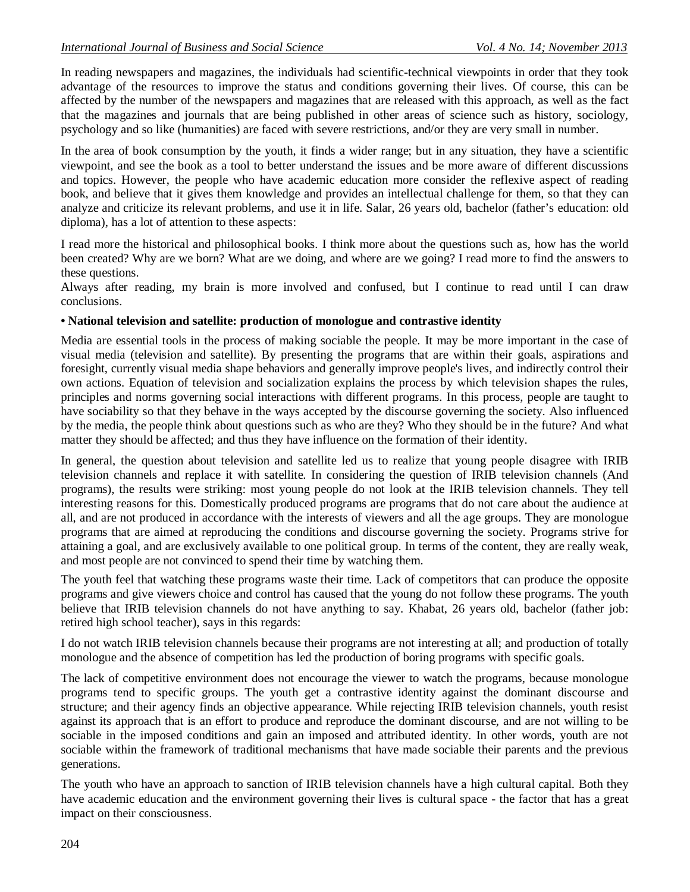In reading newspapers and magazines, the individuals had scientific-technical viewpoints in order that they took advantage of the resources to improve the status and conditions governing their lives. Of course, this can be affected by the number of the newspapers and magazines that are released with this approach, as well as the fact that the magazines and journals that are being published in other areas of science such as history, sociology, psychology and so like (humanities) are faced with severe restrictions, and/or they are very small in number.

In the area of book consumption by the youth, it finds a wider range; but in any situation, they have a scientific viewpoint, and see the book as a tool to better understand the issues and be more aware of different discussions and topics. However, the people who have academic education more consider the reflexive aspect of reading book, and believe that it gives them knowledge and provides an intellectual challenge for them, so that they can analyze and criticize its relevant problems, and use it in life. Salar, 26 years old, bachelor (father's education: old diploma), has a lot of attention to these aspects:

I read more the historical and philosophical books. I think more about the questions such as, how has the world been created? Why are we born? What are we doing, and where are we going? I read more to find the answers to these questions.
Always after reading, my brain is more involved and confused, but I continue to read until I can draw conclusions.

**• National television and satellite: production of monologue and contrastive identity**

Media are essential tools in the process of making sociable the people. It may be more important in the case of visual media (television and satellite). By presenting the programs that are within their goals, aspirations and foresight, currently visual media shape behaviors and generally improve people's lives, and indirectly control their own actions. Equation of television and socialization explains the process by which television shapes the rules, principles and norms governing social interactions with different programs. In this process, people are taught to have sociability so that they behave in the ways accepted by the discourse governing the society. Also influenced by the media, the people think about questions such as who are they? Who they should be in the future? And what matter they should be affected; and thus they have influence on the formation of their identity.

In general, the question about television and satellite led us to realize that young people disagree with IRIB television channels and replace it with satellite. In considering the question of IRIB television channels (And programs), the results were striking: most young people do not look at the IRIB television channels. They tell interesting reasons for this. Domestically produced programs are programs that do not care about the audience at all, and are not produced in accordance with the interests of viewers and all the age groups. They are monologue programs that are aimed at reproducing the conditions and discourse governing the society. Programs strive for attaining a goal, and are exclusively available to one political group. In terms of the content, they are really weak, and most people are not convinced to spend their time by watching them.

The youth feel that watching these programs waste their time. Lack of competitors that can produce the opposite programs and give viewers choice and control has caused that the young do not follow these programs. The youth believe that IRIB television channels do not have anything to say. Khabat, 26 years old, bachelor (father job: retired high school teacher), says in this regards:

I do not watch IRIB television channels because their programs are not interesting at all; and production of totally monologue and the absence of competition has led the production of boring programs with specific goals.

The lack of competitive environment does not encourage the viewer to watch the programs, because monologue programs tend to specific groups. The youth get a contrastive identity against the dominant discourse and structure; and their agency finds an objective appearance. While rejecting IRIB television channels, youth resist against its approach that is an effort to produce and reproduce the dominant discourse, and are not willing to be sociable in the imposed conditions and gain an imposed and attributed identity. In other words, youth are not sociable within the framework of traditional mechanisms that have made sociable their parents and the previous generations.

The youth who have an approach to sanction of IRIB television channels have a high cultural capital. Both they have academic education and the environment governing their lives is cultural space - the factor that has a great impact on their consciousness.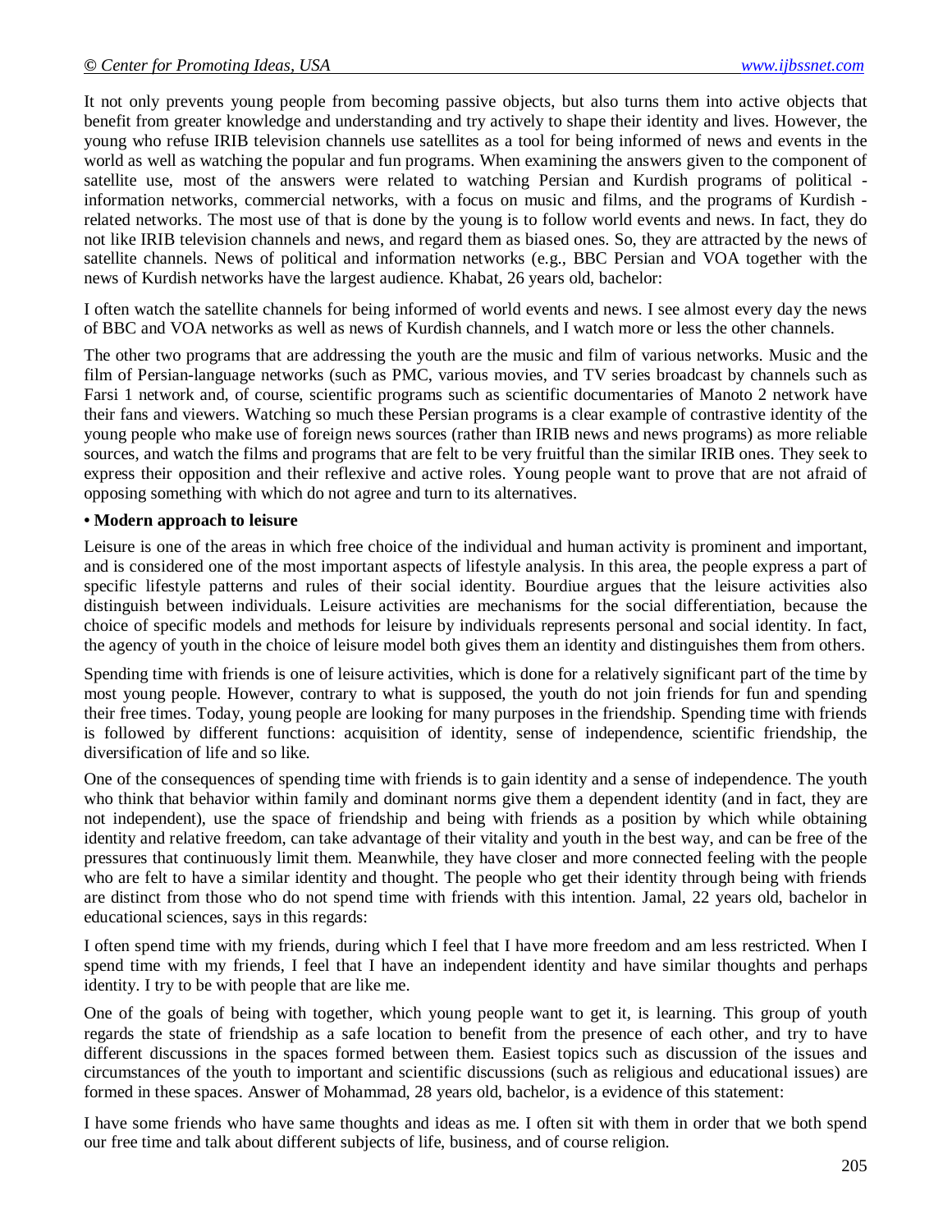It not only prevents young people from becoming passive objects, but also turns them into active objects that benefit from greater knowledge and understanding and try actively to shape their identity and lives. However, the young who refuse IRIB television channels use satellites as a tool for being informed of news and events in the world as well as watching the popular and fun programs. When examining the answers given to the component of satellite use, most of the answers were related to watching Persian and Kurdish programs of political - information networks, commercial networks, with a focus on music and films, and the programs of Kurdish - related networks. The most use of that is done by the young is to follow world events and news. In fact, they do not like IRIB television channels and news, and regard them as biased ones. So, they are attracted by the news of satellite channels. News of political and information networks (e.g., BBC Persian and VOA together with the news of Kurdish networks have the largest audience. Khabat, 26 years old, bachelor:

I often watch the satellite channels for being informed of world events and news. I see almost every day the news of BBC and VOA networks as well as news of Kurdish channels, and I watch more or less the other channels.

The other two programs that are addressing the youth are the music and film of various networks. Music and the film of Persian-language networks (such as PMC, various movies, and TV series broadcast by channels such as Farsi 1 network and, of course, scientific programs such as scientific documentaries of Manoto 2 network have their fans and viewers. Watching so much these Persian programs is a clear example of contrastive identity of the young people who make use of foreign news sources (rather than IRIB news and news programs) as more reliable sources, and watch the films and programs that are felt to be very fruitful than the similar IRIB ones. They seek to express their opposition and their reflexive and active roles. Young people want to prove that are not afraid of opposing something with which do not agree and turn to its alternatives.

**• Modern approach to leisure**

Leisure is one of the areas in which free choice of the individual and human activity is prominent and important, and is considered one of the most important aspects of lifestyle analysis. In this area, the people express a part of specific lifestyle patterns and rules of their social identity. Bourdiue argues that the leisure activities also distinguish between individuals. Leisure activities are mechanisms for the social differentiation, because the choice of specific models and methods for leisure by individuals represents personal and social identity. In fact, the agency of youth in the choice of leisure model both gives them an identity and distinguishes them from others.

Spending time with friends is one of leisure activities, which is done for a relatively significant part of the time by most young people. However, contrary to what is supposed, the youth do not join friends for fun and spending their free times. Today, young people are looking for many purposes in the friendship. Spending time with friends is followed by different functions: acquisition of identity, sense of independence, scientific friendship, the diversification of life and so like.

One of the consequences of spending time with friends is to gain identity and a sense of independence. The youth who think that behavior within family and dominant norms give them a dependent identity (and in fact, they are not independent), use the space of friendship and being with friends as a position by which while obtaining identity and relative freedom, can take advantage of their vitality and youth in the best way, and can be free of the pressures that continuously limit them. Meanwhile, they have closer and more connected feeling with the people who are felt to have a similar identity and thought. The people who get their identity through being with friends are distinct from those who do not spend time with friends with this intention. Jamal, 22 years old, bachelor in educational sciences, says in this regards:

I often spend time with my friends, during which I feel that I have more freedom and am less restricted. When I spend time with my friends, I feel that I have an independent identity and have similar thoughts and perhaps identity. I try to be with people that are like me.

One of the goals of being with together, which young people want to get it, is learning. This group of youth regards the state of friendship as a safe location to benefit from the presence of each other, and try to have different discussions in the spaces formed between them. Easiest topics such as discussion of the issues and circumstances of the youth to important and scientific discussions (such as religious and educational issues) are formed in these spaces. Answer of Mohammad, 28 years old, bachelor, is a evidence of this statement:

I have some friends who have same thoughts and ideas as me. I often sit with them in order that we both spend our free time and talk about different subjects of life, business, and of course religion.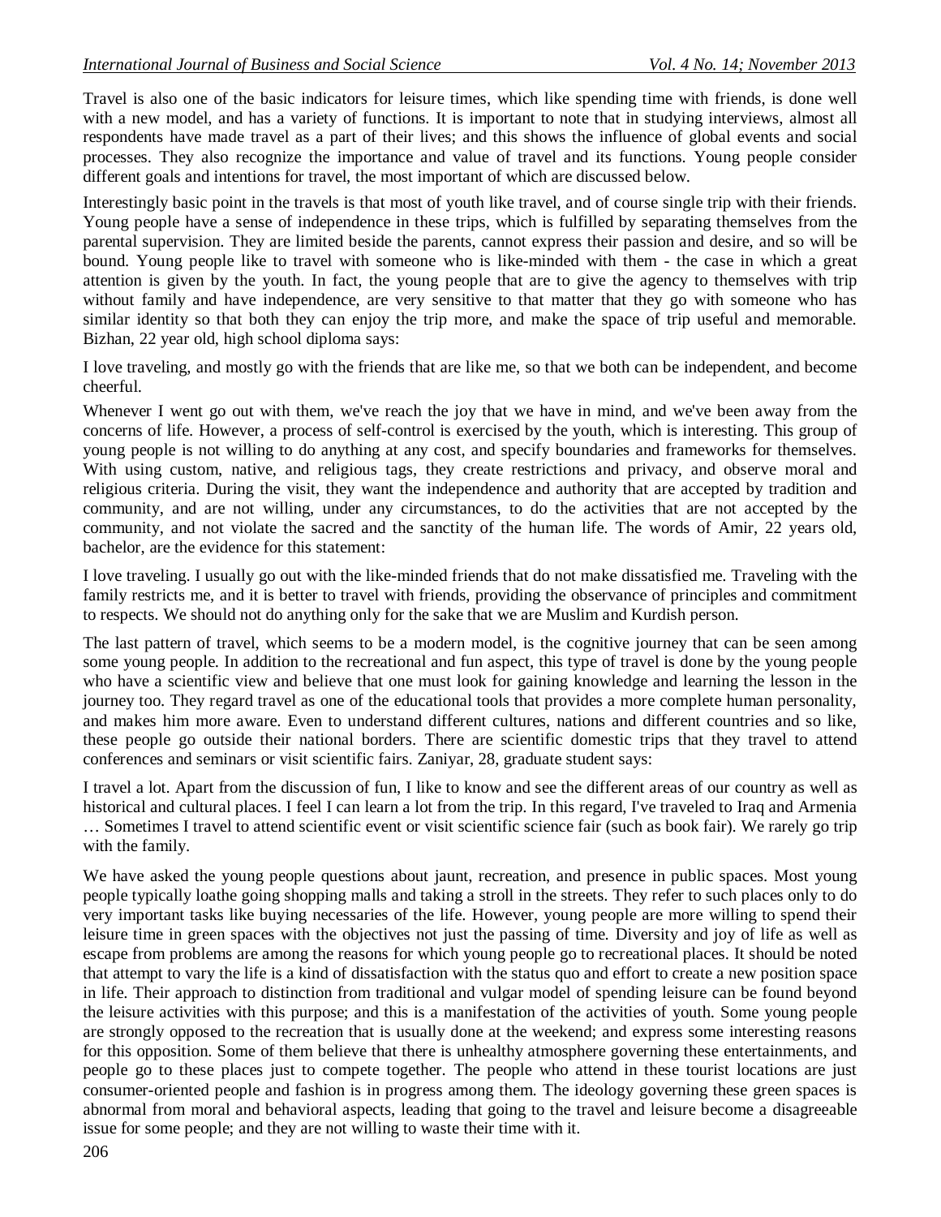Travel is also one of the basic indicators for leisure times, which like spending time with friends, is done well with a new model, and has a variety of functions. It is important to note that in studying interviews, almost all respondents have made travel as a part of their lives; and this shows the influence of global events and social processes. They also recognize the importance and value of travel and its functions. Young people consider different goals and intentions for travel, the most important of which are discussed below.

Interestingly basic point in the travels is that most of youth like travel, and of course single trip with their friends. Young people have a sense of independence in these trips, which is fulfilled by separating themselves from the parental supervision. They are limited beside the parents, cannot express their passion and desire, and so will be bound. Young people like to travel with someone who is like-minded with them - the case in which a great attention is given by the youth. In fact, the young people that are to give the agency to themselves with trip without family and have independence, are very sensitive to that matter that they go with someone who has similar identity so that both they can enjoy the trip more, and make the space of trip useful and memorable. Bizhan, 22 year old, high school diploma says:

I love traveling, and mostly go with the friends that are like me, so that we both can be independent, and become cheerful.

Whenever I went go out with them, we've reach the joy that we have in mind, and we've been away from the concerns of life. However, a process of self-control is exercised by the youth, which is interesting. This group of young people is not willing to do anything at any cost, and specify boundaries and frameworks for themselves. With using custom, native, and religious tags, they create restrictions and privacy, and observe moral and religious criteria. During the visit, they want the independence and authority that are accepted by tradition and community, and are not willing, under any circumstances, to do the activities that are not accepted by the community, and not violate the sacred and the sanctity of the human life. The words of Amir, 22 years old, bachelor, are the evidence for this statement:

I love traveling. I usually go out with the like-minded friends that do not make dissatisfied me. Traveling with the family restricts me, and it is better to travel with friends, providing the observance of principles and commitment to respects. We should not do anything only for the sake that we are Muslim and Kurdish person.

The last pattern of travel, which seems to be a modern model, is the cognitive journey that can be seen among some young people. In addition to the recreational and fun aspect, this type of travel is done by the young people who have a scientific view and believe that one must look for gaining knowledge and learning the lesson in the journey too. They regard travel as one of the educational tools that provides a more complete human personality, and makes him more aware. Even to understand different cultures, nations and different countries and so like, these people go outside their national borders. There are scientific domestic trips that they travel to attend conferences and seminars or visit scientific fairs. Zaniyar, 28, graduate student says:

I travel a lot. Apart from the discussion of fun, I like to know and see the different areas of our country as well as historical and cultural places. I feel I can learn a lot from the trip. In this regard, I've traveled to Iraq and Armenia … Sometimes I travel to attend scientific event or visit scientific science fair (such as book fair). We rarely go trip with the family.

We have asked the young people questions about jaunt, recreation, and presence in public spaces. Most young people typically loathe going shopping malls and taking a stroll in the streets. They refer to such places only to do very important tasks like buying necessaries of the life. However, young people are more willing to spend their leisure time in green spaces with the objectives not just the passing of time. Diversity and joy of life as well as escape from problems are among the reasons for which young people go to recreational places. It should be noted that attempt to vary the life is a kind of dissatisfaction with the status quo and effort to create a new position space in life. Their approach to distinction from traditional and vulgar model of spending leisure can be found beyond the leisure activities with this purpose; and this is a manifestation of the activities of youth. Some young people are strongly opposed to the recreation that is usually done at the weekend; and express some interesting reasons for this opposition. Some of them believe that there is unhealthy atmosphere governing these entertainments, and people go to these places just to compete together. The people who attend in these tourist locations are just consumer-oriented people and fashion is in progress among them. The ideology governing these green spaces is abnormal from moral and behavioral aspects, leading that going to the travel and leisure become a disagreeable issue for some people; and they are not willing to waste their time with it.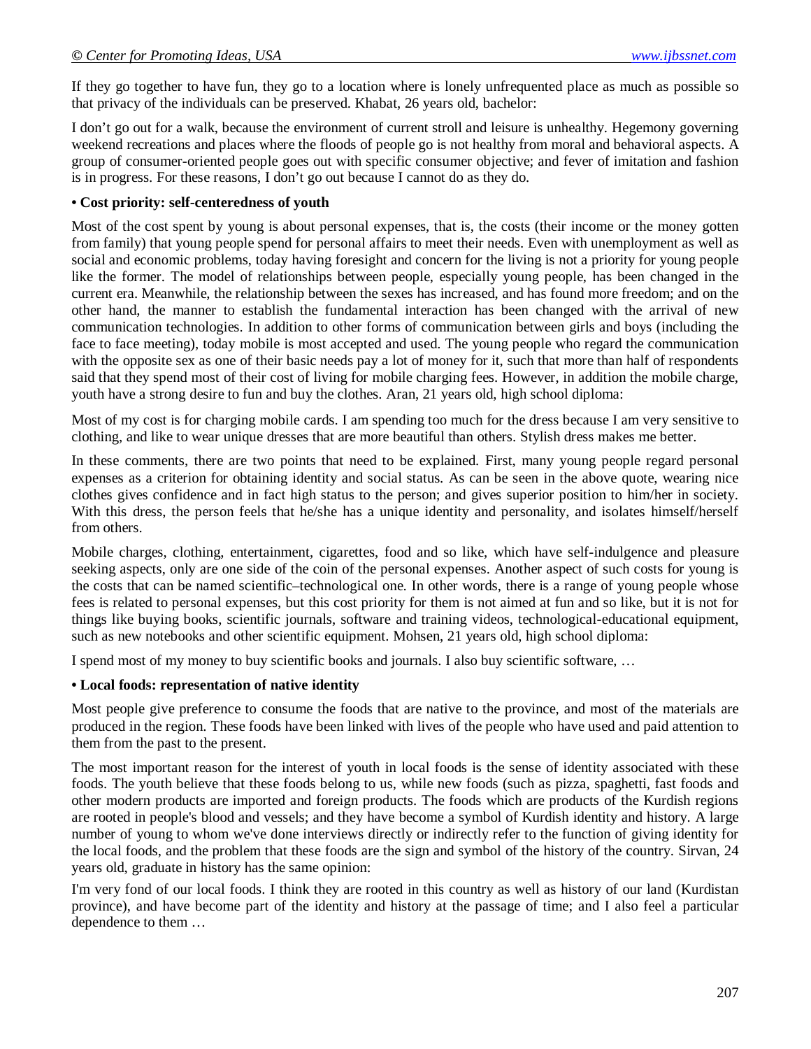If they go together to have fun, they go to a location where is lonely unfrequented place as much as possible so that privacy of the individuals can be preserved. Khabat, 26 years old, bachelor:

I don't go out for a walk, because the environment of current stroll and leisure is unhealthy. Hegemony governing weekend recreations and places where the floods of people go is not healthy from moral and behavioral aspects. A group of consumer-oriented people goes out with specific consumer objective; and fever of imitation and fashion is in progress. For these reasons, I don't go out because I cannot do as they do.

**• Cost priority: self-centeredness of youth**

Most of the cost spent by young is about personal expenses, that is, the costs (their income or the money gotten from family) that young people spend for personal affairs to meet their needs. Even with unemployment as well as social and economic problems, today having foresight and concern for the living is not a priority for young people like the former. The model of relationships between people, especially young people, has been changed in the current era. Meanwhile, the relationship between the sexes has increased, and has found more freedom; and on the other hand, the manner to establish the fundamental interaction has been changed with the arrival of new communication technologies. In addition to other forms of communication between girls and boys (including the face to face meeting), today mobile is most accepted and used. The young people who regard the communication with the opposite sex as one of their basic needs pay a lot of money for it, such that more than half of respondents said that they spend most of their cost of living for mobile charging fees. However, in addition the mobile charge, youth have a strong desire to fun and buy the clothes. Aran, 21 years old, high school diploma:

Most of my cost is for charging mobile cards. I am spending too much for the dress because I am very sensitive to clothing, and like to wear unique dresses that are more beautiful than others. Stylish dress makes me better.

In these comments, there are two points that need to be explained. First, many young people regard personal expenses as a criterion for obtaining identity and social status. As can be seen in the above quote, wearing nice clothes gives confidence and in fact high status to the person; and gives superior position to him/her in society. With this dress, the person feels that he/she has a unique identity and personality, and isolates himself/herself from others.

Mobile charges, clothing, entertainment, cigarettes, food and so like, which have self-indulgence and pleasure seeking aspects, only are one side of the coin of the personal expenses. Another aspect of such costs for young is the costs that can be named scientific–technological one. In other words, there is a range of young people whose fees is related to personal expenses, but this cost priority for them is not aimed at fun and so like, but it is not for things like buying books, scientific journals, software and training videos, technological-educational equipment, such as new notebooks and other scientific equipment. Mohsen, 21 years old, high school diploma:

I spend most of my money to buy scientific books and journals. I also buy scientific software, …

**• Local foods: representation of native identity**

Most people give preference to consume the foods that are native to the province, and most of the materials are produced in the region. These foods have been linked with lives of the people who have used and paid attention to them from the past to the present.

The most important reason for the interest of youth in local foods is the sense of identity associated with these foods. The youth believe that these foods belong to us, while new foods (such as pizza, spaghetti, fast foods and other modern products are imported and foreign products. The foods which are products of the Kurdish regions are rooted in people's blood and vessels; and they have become a symbol of Kurdish identity and history. A large number of young to whom we've done interviews directly or indirectly refer to the function of giving identity for the local foods, and the problem that these foods are the sign and symbol of the history of the country. Sirvan, 24 years old, graduate in history has the same opinion:

I'm very fond of our local foods. I think they are rooted in this country as well as history of our land (Kurdistan province), and have become part of the identity and history at the passage of time; and I also feel a particular dependence to them …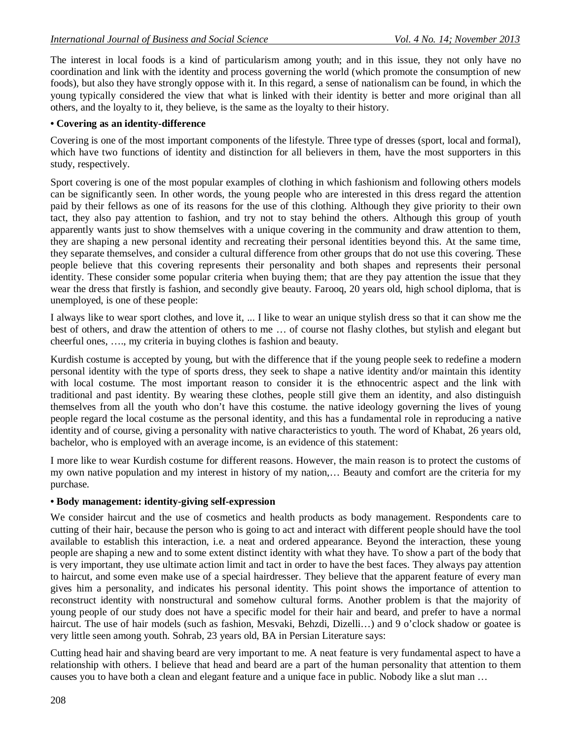The interest in local foods is a kind of particularism among youth; and in this issue, they not only have no coordination and link with the identity and process governing the world (which promote the consumption of new foods), but also they have strongly oppose with it. In this regard, a sense of nationalism can be found, in which the young typically considered the view that what is linked with their identity is better and more original than all others, and the loyalty to it, they believe, is the same as the loyalty to their history.

**• Covering as an identity-difference**

Covering is one of the most important components of the lifestyle. Three type of dresses (sport, local and formal), which have two functions of identity and distinction for all believers in them, have the most supporters in this study, respectively.

Sport covering is one of the most popular examples of clothing in which fashionism and following others models can be significantly seen. In other words, the young people who are interested in this dress regard the attention paid by their fellows as one of its reasons for the use of this clothing. Although they give priority to their own tact, they also pay attention to fashion, and try not to stay behind the others. Although this group of youth apparently wants just to show themselves with a unique covering in the community and draw attention to them, they are shaping a new personal identity and recreating their personal identities beyond this. At the same time, they separate themselves, and consider a cultural difference from other groups that do not use this covering. These people believe that this covering represents their personality and both shapes and represents their personal identity. These consider some popular criteria when buying them; that are they pay attention the issue that they wear the dress that firstly is fashion, and secondly give beauty. Farooq, 20 years old, high school diploma, that is unemployed, is one of these people:

I always like to wear sport clothes, and love it, ... I like to wear an unique stylish dress so that it can show me the best of others, and draw the attention of others to me … of course not flashy clothes, but stylish and elegant but cheerful ones, …., my criteria in buying clothes is fashion and beauty.

Kurdish costume is accepted by young, but with the difference that if the young people seek to redefine a modern personal identity with the type of sports dress, they seek to shape a native identity and/or maintain this identity with local costume. The most important reason to consider it is the ethnocentric aspect and the link with traditional and past identity. By wearing these clothes, people still give them an identity, and also distinguish themselves from all the youth who don't have this costume. the native ideology governing the lives of young people regard the local costume as the personal identity, and this has a fundamental role in reproducing a native identity and of course, giving a personality with native characteristics to youth. The word of Khabat, 26 years old, bachelor, who is employed with an average income, is an evidence of this statement:

I more like to wear Kurdish costume for different reasons. However, the main reason is to protect the customs of my own native population and my interest in history of my nation,… Beauty and comfort are the criteria for my purchase.

**• Body management: identity-giving self-expression**

We consider haircut and the use of cosmetics and health products as body management. Respondents care to cutting of their hair, because the person who is going to act and interact with different people should have the tool available to establish this interaction, i.e. a neat and ordered appearance. Beyond the interaction, these young people are shaping a new and to some extent distinct identity with what they have. To show a part of the body that is very important, they use ultimate action limit and tact in order to have the best faces. They always pay attention to haircut, and some even make use of a special hairdresser. They believe that the apparent feature of every man gives him a personality, and indicates his personal identity. This point shows the importance of attention to reconstruct identity with nonstructural and somehow cultural forms. Another problem is that the majority of young people of our study does not have a specific model for their hair and beard, and prefer to have a normal haircut. The use of hair models (such as fashion, Mesvaki, Behzdi, Dizelli…) and 9 o'clock shadow or goatee is very little seen among youth. Sohrab, 23 years old, BA in Persian Literature says:

Cutting head hair and shaving beard are very important to me. A neat feature is very fundamental aspect to have a relationship with others. I believe that head and beard are a part of the human personality that attention to them causes you to have both a clean and elegant feature and a unique face in public. Nobody like a slut man …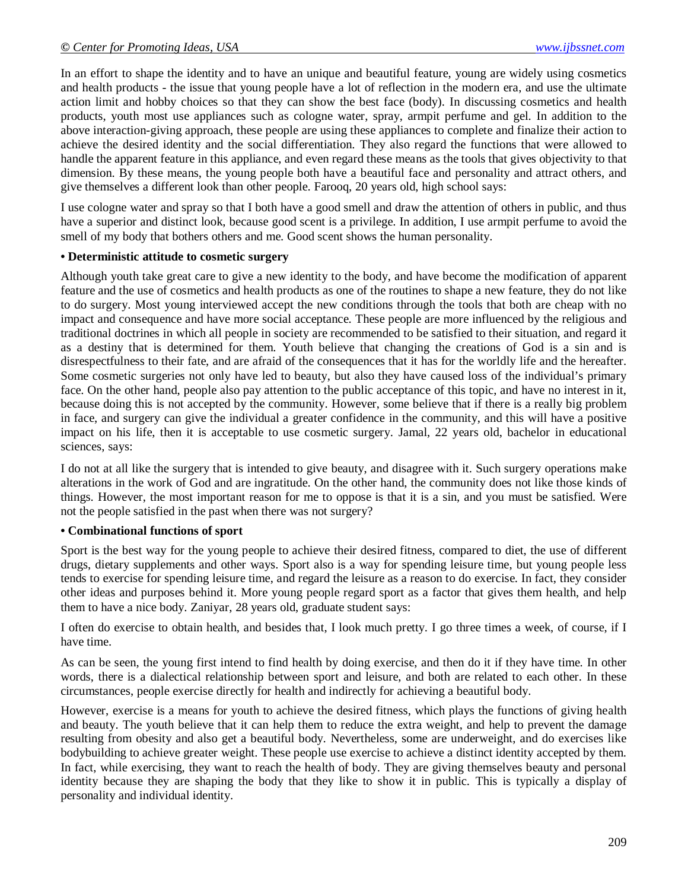In an effort to shape the identity and to have an unique and beautiful feature, young are widely using cosmetics and health products - the issue that young people have a lot of reflection in the modern era, and use the ultimate action limit and hobby choices so that they can show the best face (body). In discussing cosmetics and health products, youth most use appliances such as cologne water, spray, armpit perfume and gel. In addition to the above interaction-giving approach, these people are using these appliances to complete and finalize their action to achieve the desired identity and the social differentiation. They also regard the functions that were allowed to handle the apparent feature in this appliance, and even regard these means as the tools that gives objectivity to that dimension. By these means, the young people both have a beautiful face and personality and attract others, and give themselves a different look than other people. Farooq, 20 years old, high school says:

I use cologne water and spray so that I both have a good smell and draw the attention of others in public, and thus have a superior and distinct look, because good scent is a privilege. In addition, I use armpit perfume to avoid the smell of my body that bothers others and me. Good scent shows the human personality.

**• Deterministic attitude to cosmetic surgery**

Although youth take great care to give a new identity to the body, and have become the modification of apparent feature and the use of cosmetics and health products as one of the routines to shape a new feature, they do not like to do surgery. Most young interviewed accept the new conditions through the tools that both are cheap with no impact and consequence and have more social acceptance. These people are more influenced by the religious and traditional doctrines in which all people in society are recommended to be satisfied to their situation, and regard it as a destiny that is determined for them. Youth believe that changing the creations of God is a sin and is disrespectfulness to their fate, and are afraid of the consequences that it has for the worldly life and the hereafter. Some cosmetic surgeries not only have led to beauty, but also they have caused loss of the individual's primary face. On the other hand, people also pay attention to the public acceptance of this topic, and have no interest in it, because doing this is not accepted by the community. However, some believe that if there is a really big problem in face, and surgery can give the individual a greater confidence in the community, and this will have a positive impact on his life, then it is acceptable to use cosmetic surgery. Jamal, 22 years old, bachelor in educational sciences, says:

I do not at all like the surgery that is intended to give beauty, and disagree with it. Such surgery operations make alterations in the work of God and are ingratitude. On the other hand, the community does not like those kinds of things. However, the most important reason for me to oppose is that it is a sin, and you must be satisfied. Were not the people satisfied in the past when there was not surgery?

**• Combinational functions of sport**

Sport is the best way for the young people to achieve their desired fitness, compared to diet, the use of different drugs, dietary supplements and other ways. Sport also is a way for spending leisure time, but young people less tends to exercise for spending leisure time, and regard the leisure as a reason to do exercise. In fact, they consider other ideas and purposes behind it. More young people regard sport as a factor that gives them health, and help them to have a nice body. Zaniyar, 28 years old, graduate student says:

I often do exercise to obtain health, and besides that, I look much pretty. I go three times a week, of course, if I have time.

As can be seen, the young first intend to find health by doing exercise, and then do it if they have time. In other words, there is a dialectical relationship between sport and leisure, and both are related to each other. In these circumstances, people exercise directly for health and indirectly for achieving a beautiful body.

However, exercise is a means for youth to achieve the desired fitness, which plays the functions of giving health and beauty. The youth believe that it can help them to reduce the extra weight, and help to prevent the damage resulting from obesity and also get a beautiful body. Nevertheless, some are underweight, and do exercises like bodybuilding to achieve greater weight. These people use exercise to achieve a distinct identity accepted by them. In fact, while exercising, they want to reach the health of body. They are giving themselves beauty and personal identity because they are shaping the body that they like to show it in public. This is typically a display of personality and individual identity.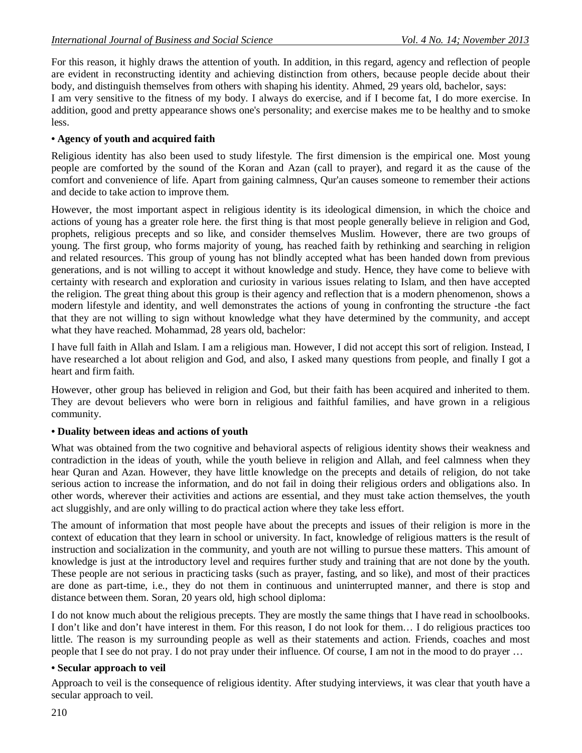For this reason, it highly draws the attention of youth. In addition, in this regard, agency and reflection of people are evident in reconstructing identity and achieving distinction from others, because people decide about their body, and distinguish themselves from others with shaping his identity. Ahmed, 29 years old, bachelor, says:

I am very sensitive to the fitness of my body. I always do exercise, and if I become fat, I do more exercise. In addition, good and pretty appearance shows one's personality; and exercise makes me to be healthy and to smoke less.

**• Agency of youth and acquired faith**

Religious identity has also been used to study lifestyle. The first dimension is the empirical one. Most young people are comforted by the sound of the Koran and Azan (call to prayer), and regard it as the cause of the comfort and convenience of life. Apart from gaining calmness, Qur'an causes someone to remember their actions and decide to take action to improve them.

However, the most important aspect in religious identity is its ideological dimension, in which the choice and actions of young has a greater role here. the first thing is that most people generally believe in religion and God, prophets, religious precepts and so like, and consider themselves Muslim. However, there are two groups of young. The first group, who forms majority of young, has reached faith by rethinking and searching in religion and related resources. This group of young has not blindly accepted what has been handed down from previous generations, and is not willing to accept it without knowledge and study. Hence, they have come to believe with certainty with research and exploration and curiosity in various issues relating to Islam, and then have accepted the religion. The great thing about this group is their agency and reflection that is a modern phenomenon, shows a modern lifestyle and identity, and well demonstrates the actions of young in confronting the structure -the fact that they are not willing to sign without knowledge what they have determined by the community, and accept what they have reached. Mohammad, 28 years old, bachelor:

I have full faith in Allah and Islam. I am a religious man. However, I did not accept this sort of religion. Instead, I have researched a lot about religion and God, and also, I asked many questions from people, and finally I got a heart and firm faith.

However, other group has believed in religion and God, but their faith has been acquired and inherited to them. They are devout believers who were born in religious and faithful families, and have grown in a religious community.

**• Duality between ideas and actions of youth**

What was obtained from the two cognitive and behavioral aspects of religious identity shows their weakness and contradiction in the ideas of youth, while the youth believe in religion and Allah, and feel calmness when they hear Quran and Azan. However, they have little knowledge on the precepts and details of religion, do not take serious action to increase the information, and do not fail in doing their religious orders and obligations also. In other words, wherever their activities and actions are essential, and they must take action themselves, the youth act sluggishly, and are only willing to do practical action where they take less effort.

The amount of information that most people have about the precepts and issues of their religion is more in the context of education that they learn in school or university. In fact, knowledge of religious matters is the result of instruction and socialization in the community, and youth are not willing to pursue these matters. This amount of knowledge is just at the introductory level and requires further study and training that are not done by the youth. These people are not serious in practicing tasks (such as prayer, fasting, and so like), and most of their practices are done as part-time, i.e., they do not them in continuous and uninterrupted manner, and there is stop and distance between them. Soran, 20 years old, high school diploma:

I do not know much about the religious precepts. They are mostly the same things that I have read in schoolbooks. I don't like and don't have interest in them. For this reason, I do not look for them… I do religious practices too little. The reason is my surrounding people as well as their statements and action. Friends, coaches and most people that I see do not pray. I do not pray under their influence. Of course, I am not in the mood to do prayer …

**• Secular approach to veil**

Approach to veil is the consequence of religious identity. After studying interviews, it was clear that youth have a secular approach to veil.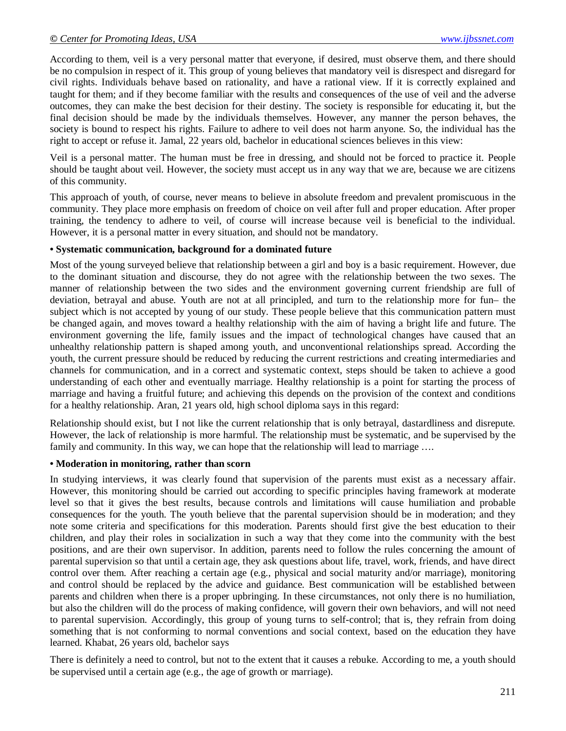According to them, veil is a very personal matter that everyone, if desired, must observe them, and there should be no compulsion in respect of it. This group of young believes that mandatory veil is disrespect and disregard for civil rights. Individuals behave based on rationality, and have a rational view. If it is correctly explained and taught for them; and if they become familiar with the results and consequences of the use of veil and the adverse outcomes, they can make the best decision for their destiny. The society is responsible for educating it, but the final decision should be made by the individuals themselves. However, any manner the person behaves, the society is bound to respect his rights. Failure to adhere to veil does not harm anyone. So, the individual has the right to accept or refuse it. Jamal, 22 years old, bachelor in educational sciences believes in this view:

Veil is a personal matter. The human must be free in dressing, and should not be forced to practice it. People should be taught about veil. However, the society must accept us in any way that we are, because we are citizens of this community.

This approach of youth, of course, never means to believe in absolute freedom and prevalent promiscuous in the community. They place more emphasis on freedom of choice on veil after full and proper education. After proper training, the tendency to adhere to veil, of course will increase because veil is beneficial to the individual. However, it is a personal matter in every situation, and should not be mandatory.

**• Systematic communication, background for a dominated future**

Most of the young surveyed believe that relationship between a girl and boy is a basic requirement. However, due to the dominant situation and discourse, they do not agree with the relationship between the two sexes. The manner of relationship between the two sides and the environment governing current friendship are full of deviation, betrayal and abuse. Youth are not at all principled, and turn to the relationship more for fun– the subject which is not accepted by young of our study. These people believe that this communication pattern must be changed again, and moves toward a healthy relationship with the aim of having a bright life and future. The environment governing the life, family issues and the impact of technological changes have caused that an unhealthy relationship pattern is shaped among youth, and unconventional relationships spread. According the youth, the current pressure should be reduced by reducing the current restrictions and creating intermediaries and channels for communication, and in a correct and systematic context, steps should be taken to achieve a good understanding of each other and eventually marriage. Healthy relationship is a point for starting the process of marriage and having a fruitful future; and achieving this depends on the provision of the context and conditions for a healthy relationship. Aran, 21 years old, high school diploma says in this regard:

Relationship should exist, but I not like the current relationship that is only betrayal, dastardliness and disrepute. However, the lack of relationship is more harmful. The relationship must be systematic, and be supervised by the family and community. In this way, we can hope that the relationship will lead to marriage ….

**• Moderation in monitoring, rather than scorn**

In studying interviews, it was clearly found that supervision of the parents must exist as a necessary affair. However, this monitoring should be carried out according to specific principles having framework at moderate level so that it gives the best results, because controls and limitations will cause humiliation and probable consequences for the youth. The youth believe that the parental supervision should be in moderation; and they note some criteria and specifications for this moderation. Parents should first give the best education to their children, and play their roles in socialization in such a way that they come into the community with the best positions, and are their own supervisor. In addition, parents need to follow the rules concerning the amount of parental supervision so that until a certain age, they ask questions about life, travel, work, friends, and have direct control over them. After reaching a certain age (e.g., physical and social maturity and/or marriage), monitoring and control should be replaced by the advice and guidance. Best communication will be established between parents and children when there is a proper upbringing. In these circumstances, not only there is no humiliation, but also the children will do the process of making confidence, will govern their own behaviors, and will not need to parental supervision. Accordingly, this group of young turns to self-control; that is, they refrain from doing something that is not conforming to normal conventions and social context, based on the education they have learned. Khabat, 26 years old, bachelor says

There is definitely a need to control, but not to the extent that it causes a rebuke. According to me, a youth should be supervised until a certain age (e.g., the age of growth or marriage).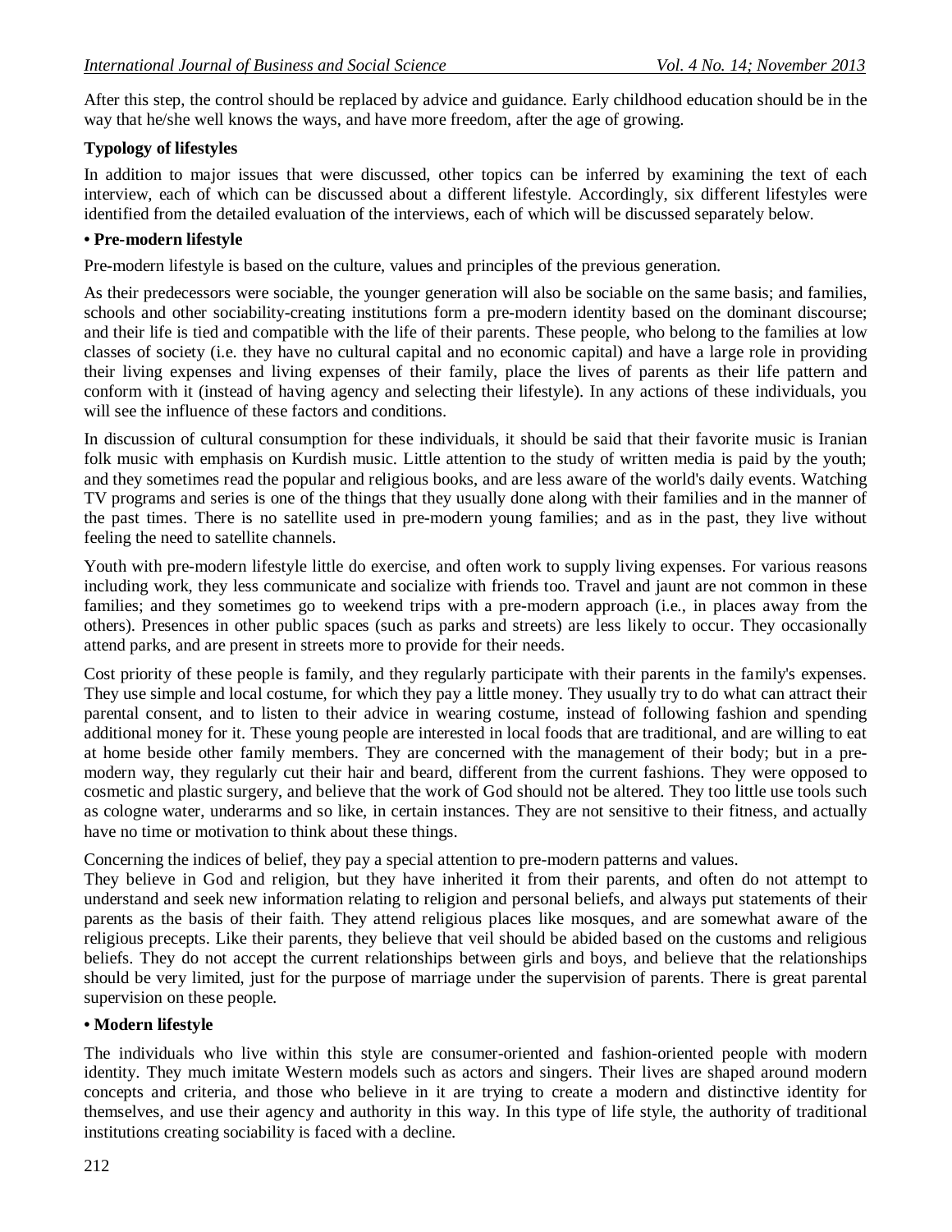After this step, the control should be replaced by advice and guidance. Early childhood education should be in the way that he/she well knows the ways, and have more freedom, after the age of growing.

**Typology of lifestyles**

In addition to major issues that were discussed, other topics can be inferred by examining the text of each interview, each of which can be discussed about a different lifestyle. Accordingly, six different lifestyles were identified from the detailed evaluation of the interviews, each of which will be discussed separately below.

**• Pre-modern lifestyle**

Pre-modern lifestyle is based on the culture, values and principles of the previous generation.

As their predecessors were sociable, the younger generation will also be sociable on the same basis; and families, schools and other sociability-creating institutions form a pre-modern identity based on the dominant discourse; and their life is tied and compatible with the life of their parents. These people, who belong to the families at low classes of society (i.e. they have no cultural capital and no economic capital) and have a large role in providing their living expenses and living expenses of their family, place the lives of parents as their life pattern and conform with it (instead of having agency and selecting their lifestyle). In any actions of these individuals, you will see the influence of these factors and conditions.

In discussion of cultural consumption for these individuals, it should be said that their favorite music is Iranian folk music with emphasis on Kurdish music. Little attention to the study of written media is paid by the youth; and they sometimes read the popular and religious books, and are less aware of the world's daily events. Watching TV programs and series is one of the things that they usually done along with their families and in the manner of the past times. There is no satellite used in pre-modern young families; and as in the past, they live without feeling the need to satellite channels.

Youth with pre-modern lifestyle little do exercise, and often work to supply living expenses. For various reasons including work, they less communicate and socialize with friends too. Travel and jaunt are not common in these families; and they sometimes go to weekend trips with a pre-modern approach (i.e., in places away from the others). Presences in other public spaces (such as parks and streets) are less likely to occur. They occasionally attend parks, and are present in streets more to provide for their needs.

Cost priority of these people is family, and they regularly participate with their parents in the family's expenses. They use simple and local costume, for which they pay a little money. They usually try to do what can attract their parental consent, and to listen to their advice in wearing costume, instead of following fashion and spending additional money for it. These young people are interested in local foods that are traditional, and are willing to eat at home beside other family members. They are concerned with the management of their body; but in a pre-modern way, they regularly cut their hair and beard, different from the current fashions. They were opposed to cosmetic and plastic surgery, and believe that the work of God should not be altered. They too little use tools such as cologne water, underarms and so like, in certain instances. They are not sensitive to their fitness, and actually have no time or motivation to think about these things.

Concerning the indices of belief, they pay a special attention to pre-modern patterns and values.

They believe in God and religion, but they have inherited it from their parents, and often do not attempt to understand and seek new information relating to religion and personal beliefs, and always put statements of their parents as the basis of their faith. They attend religious places like mosques, and are somewhat aware of the religious precepts. Like their parents, they believe that veil should be abided based on the customs and religious beliefs. They do not accept the current relationships between girls and boys, and believe that the relationships should be very limited, just for the purpose of marriage under the supervision of parents. There is great parental supervision on these people.

**• Modern lifestyle**

The individuals who live within this style are consumer-oriented and fashion-oriented people with modern identity. They much imitate Western models such as actors and singers. Their lives are shaped around modern concepts and criteria, and those who believe in it are trying to create a modern and distinctive identity for themselves, and use their agency and authority in this way. In this type of life style, the authority of traditional institutions creating sociability is faced with a decline.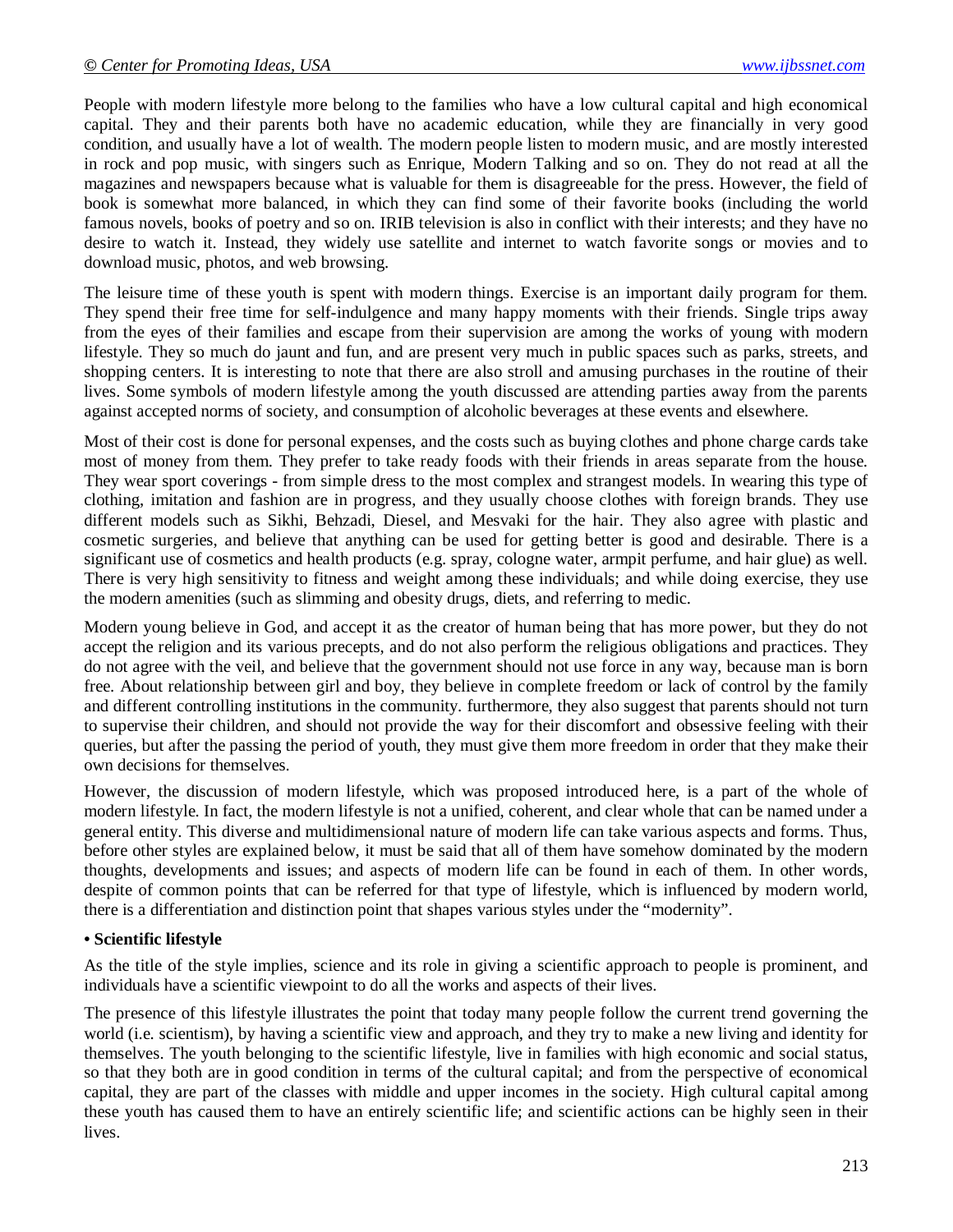People with modern lifestyle more belong to the families who have a low cultural capital and high economical capital. They and their parents both have no academic education, while they are financially in very good condition, and usually have a lot of wealth. The modern people listen to modern music, and are mostly interested in rock and pop music, with singers such as Enrique, Modern Talking and so on. They do not read at all the magazines and newspapers because what is valuable for them is disagreeable for the press. However, the field of book is somewhat more balanced, in which they can find some of their favorite books (including the world famous novels, books of poetry and so on. IRIB television is also in conflict with their interests; and they have no desire to watch it. Instead, they widely use satellite and internet to watch favorite songs or movies and to download music, photos, and web browsing.

The leisure time of these youth is spent with modern things. Exercise is an important daily program for them. They spend their free time for self-indulgence and many happy moments with their friends. Single trips away from the eyes of their families and escape from their supervision are among the works of young with modern lifestyle. They so much do jaunt and fun, and are present very much in public spaces such as parks, streets, and shopping centers. It is interesting to note that there are also stroll and amusing purchases in the routine of their lives. Some symbols of modern lifestyle among the youth discussed are attending parties away from the parents against accepted norms of society, and consumption of alcoholic beverages at these events and elsewhere.

Most of their cost is done for personal expenses, and the costs such as buying clothes and phone charge cards take most of money from them. They prefer to take ready foods with their friends in areas separate from the house. They wear sport coverings - from simple dress to the most complex and strangest models. In wearing this type of clothing, imitation and fashion are in progress, and they usually choose clothes with foreign brands. They use different models such as Sikhi, Behzadi, Diesel, and Mesvaki for the hair. They also agree with plastic and cosmetic surgeries, and believe that anything can be used for getting better is good and desirable. There is a significant use of cosmetics and health products (e.g. spray, cologne water, armpit perfume, and hair glue) as well. There is very high sensitivity to fitness and weight among these individuals; and while doing exercise, they use the modern amenities (such as slimming and obesity drugs, diets, and referring to medic.

Modern young believe in God, and accept it as the creator of human being that has more power, but they do not accept the religion and its various precepts, and do not also perform the religious obligations and practices. They do not agree with the veil, and believe that the government should not use force in any way, because man is born free. About relationship between girl and boy, they believe in complete freedom or lack of control by the family and different controlling institutions in the community. furthermore, they also suggest that parents should not turn to supervise their children, and should not provide the way for their discomfort and obsessive feeling with their queries, but after the passing the period of youth, they must give them more freedom in order that they make their own decisions for themselves.

However, the discussion of modern lifestyle, which was proposed introduced here, is a part of the whole of modern lifestyle. In fact, the modern lifestyle is not a unified, coherent, and clear whole that can be named under a general entity. This diverse and multidimensional nature of modern life can take various aspects and forms. Thus, before other styles are explained below, it must be said that all of them have somehow dominated by the modern thoughts, developments and issues; and aspects of modern life can be found in each of them. In other words, despite of common points that can be referred for that type of lifestyle, which is influenced by modern world, there is a differentiation and distinction point that shapes various styles under the "modernity".

**• Scientific lifestyle**

As the title of the style implies, science and its role in giving a scientific approach to people is prominent, and individuals have a scientific viewpoint to do all the works and aspects of their lives.

The presence of this lifestyle illustrates the point that today many people follow the current trend governing the world (i.e. scientism), by having a scientific view and approach, and they try to make a new living and identity for themselves. The youth belonging to the scientific lifestyle, live in families with high economic and social status, so that they both are in good condition in terms of the cultural capital; and from the perspective of economical capital, they are part of the classes with middle and upper incomes in the society. High cultural capital among these youth has caused them to have an entirely scientific life; and scientific actions can be highly seen in their lives.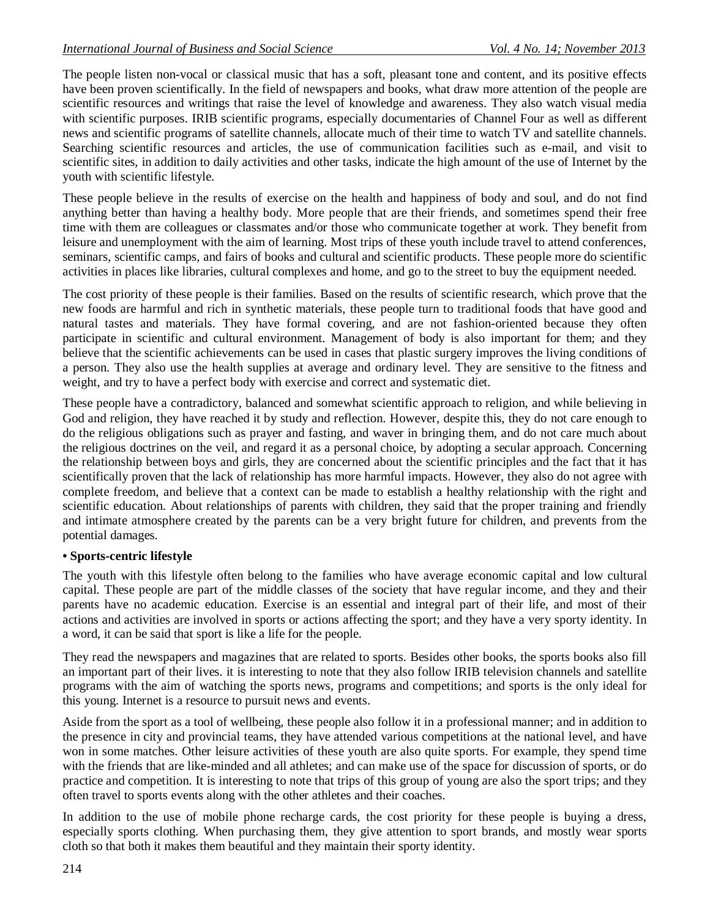The people listen non-vocal or classical music that has a soft, pleasant tone and content, and its positive effects have been proven scientifically. In the field of newspapers and books, what draw more attention of the people are scientific resources and writings that raise the level of knowledge and awareness. They also watch visual media with scientific purposes. IRIB scientific programs, especially documentaries of Channel Four as well as different news and scientific programs of satellite channels, allocate much of their time to watch TV and satellite channels. Searching scientific resources and articles, the use of communication facilities such as e-mail, and visit to scientific sites, in addition to daily activities and other tasks, indicate the high amount of the use of Internet by the youth with scientific lifestyle.

These people believe in the results of exercise on the health and happiness of body and soul, and do not find anything better than having a healthy body. More people that are their friends, and sometimes spend their free time with them are colleagues or classmates and/or those who communicate together at work. They benefit from leisure and unemployment with the aim of learning. Most trips of these youth include travel to attend conferences, seminars, scientific camps, and fairs of books and cultural and scientific products. These people more do scientific activities in places like libraries, cultural complexes and home, and go to the street to buy the equipment needed.

The cost priority of these people is their families. Based on the results of scientific research, which prove that the new foods are harmful and rich in synthetic materials, these people turn to traditional foods that have good and natural tastes and materials. They have formal covering, and are not fashion-oriented because they often participate in scientific and cultural environment. Management of body is also important for them; and they believe that the scientific achievements can be used in cases that plastic surgery improves the living conditions of a person. They also use the health supplies at average and ordinary level. They are sensitive to the fitness and weight, and try to have a perfect body with exercise and correct and systematic diet.

These people have a contradictory, balanced and somewhat scientific approach to religion, and while believing in God and religion, they have reached it by study and reflection. However, despite this, they do not care enough to do the religious obligations such as prayer and fasting, and waver in bringing them, and do not care much about the religious doctrines on the veil, and regard it as a personal choice, by adopting a secular approach. Concerning the relationship between boys and girls, they are concerned about the scientific principles and the fact that it has scientifically proven that the lack of relationship has more harmful impacts. However, they also do not agree with complete freedom, and believe that a context can be made to establish a healthy relationship with the right and scientific education. About relationships of parents with children, they said that the proper training and friendly and intimate atmosphere created by the parents can be a very bright future for children, and prevents from the potential damages.

- **Sports-centric lifestyle**

The youth with this lifestyle often belong to the families who have average economic capital and low cultural capital. These people are part of the middle classes of the society that have regular income, and they and their parents have no academic education. Exercise is an essential and integral part of their life, and most of their actions and activities are involved in sports or actions affecting the sport; and they have a very sporty identity. In a word, it can be said that sport is like a life for the people.

They read the newspapers and magazines that are related to sports. Besides other books, the sports books also fill an important part of their lives. it is interesting to note that they also follow IRIB television channels and satellite programs with the aim of watching the sports news, programs and competitions; and sports is the only ideal for this young. Internet is a resource to pursuit news and events.

Aside from the sport as a tool of wellbeing, these people also follow it in a professional manner; and in addition to the presence in city and provincial teams, they have attended various competitions at the national level, and have won in some matches. Other leisure activities of these youth are also quite sports. For example, they spend time with the friends that are like-minded and all athletes; and can make use of the space for discussion of sports, or do practice and competition. It is interesting to note that trips of this group of young are also the sport trips; and they often travel to sports events along with the other athletes and their coaches.

In addition to the use of mobile phone recharge cards, the cost priority for these people is buying a dress, especially sports clothing. When purchasing them, they give attention to sport brands, and mostly wear sports cloth so that both it makes them beautiful and they maintain their sporty identity.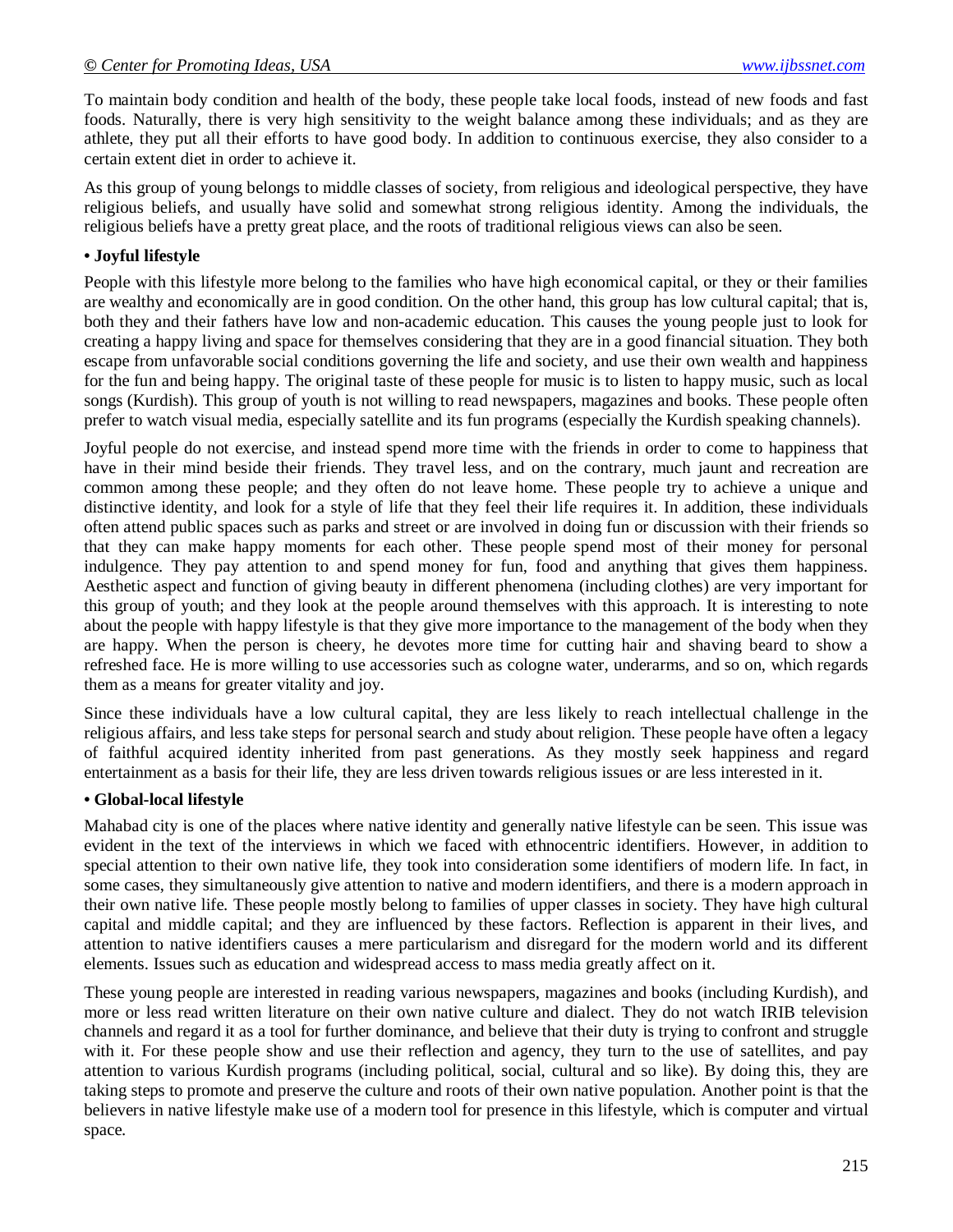To maintain body condition and health of the body, these people take local foods, instead of new foods and fast foods. Naturally, there is very high sensitivity to the weight balance among these individuals; and as they are athlete, they put all their efforts to have good body. In addition to continuous exercise, they also consider to a certain extent diet in order to achieve it.

As this group of young belongs to middle classes of society, from religious and ideological perspective, they have religious beliefs, and usually have solid and somewhat strong religious identity. Among the individuals, the religious beliefs have a pretty great place, and the roots of traditional religious views can also be seen.

**• Joyful lifestyle**

People with this lifestyle more belong to the families who have high economical capital, or they or their families are wealthy and economically are in good condition. On the other hand, this group has low cultural capital; that is, both they and their fathers have low and non-academic education. This causes the young people just to look for creating a happy living and space for themselves considering that they are in a good financial situation. They both escape from unfavorable social conditions governing the life and society, and use their own wealth and happiness for the fun and being happy. The original taste of these people for music is to listen to happy music, such as local songs (Kurdish). This group of youth is not willing to read newspapers, magazines and books. These people often prefer to watch visual media, especially satellite and its fun programs (especially the Kurdish speaking channels).

Joyful people do not exercise, and instead spend more time with the friends in order to come to happiness that have in their mind beside their friends. They travel less, and on the contrary, much jaunt and recreation are common among these people; and they often do not leave home. These people try to achieve a unique and distinctive identity, and look for a style of life that they feel their life requires it. In addition, these individuals often attend public spaces such as parks and street or are involved in doing fun or discussion with their friends so that they can make happy moments for each other. These people spend most of their money for personal indulgence. They pay attention to and spend money for fun, food and anything that gives them happiness. Aesthetic aspect and function of giving beauty in different phenomena (including clothes) are very important for this group of youth; and they look at the people around themselves with this approach. It is interesting to note about the people with happy lifestyle is that they give more importance to the management of the body when they are happy. When the person is cheery, he devotes more time for cutting hair and shaving beard to show a refreshed face. He is more willing to use accessories such as cologne water, underarms, and so on, which regards them as a means for greater vitality and joy.

Since these individuals have a low cultural capital, they are less likely to reach intellectual challenge in the religious affairs, and less take steps for personal search and study about religion. These people have often a legacy of faithful acquired identity inherited from past generations. As they mostly seek happiness and regard entertainment as a basis for their life, they are less driven towards religious issues or are less interested in it.

**• Global-local lifestyle**

Mahabad city is one of the places where native identity and generally native lifestyle can be seen. This issue was evident in the text of the interviews in which we faced with ethnocentric identifiers. However, in addition to special attention to their own native life, they took into consideration some identifiers of modern life. In fact, in some cases, they simultaneously give attention to native and modern identifiers, and there is a modern approach in their own native life. These people mostly belong to families of upper classes in society. They have high cultural capital and middle capital; and they are influenced by these factors. Reflection is apparent in their lives, and attention to native identifiers causes a mere particularism and disregard for the modern world and its different elements. Issues such as education and widespread access to mass media greatly affect on it.

These young people are interested in reading various newspapers, magazines and books (including Kurdish), and more or less read written literature on their own native culture and dialect. They do not watch IRIB television channels and regard it as a tool for further dominance, and believe that their duty is trying to confront and struggle with it. For these people show and use their reflection and agency, they turn to the use of satellites, and pay attention to various Kurdish programs (including political, social, cultural and so like). By doing this, they are taking steps to promote and preserve the culture and roots of their own native population. Another point is that the believers in native lifestyle make use of a modern tool for presence in this lifestyle, which is computer and virtual space.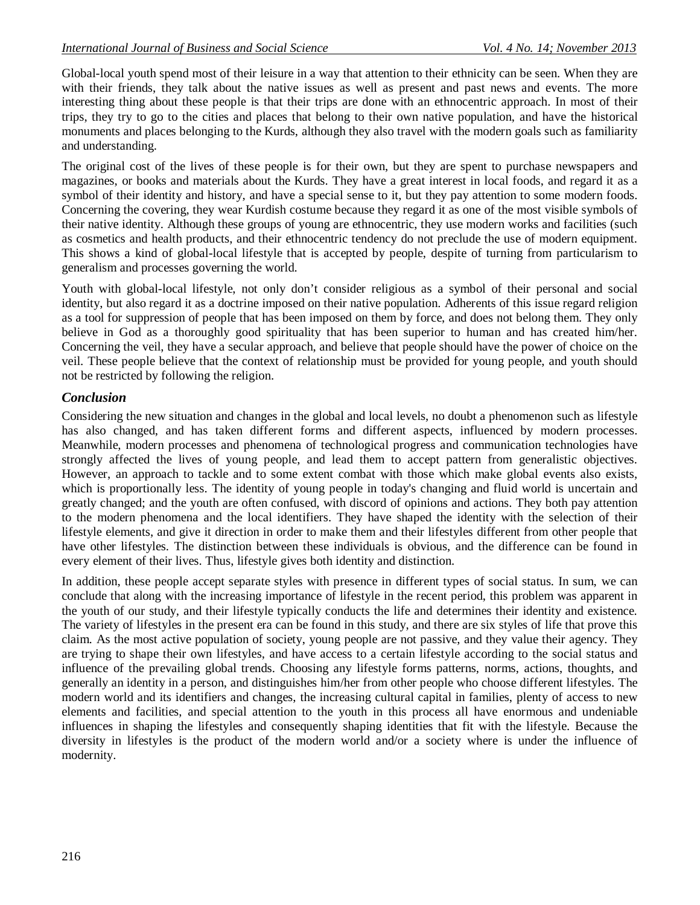Global-local youth spend most of their leisure in a way that attention to their ethnicity can be seen. When they are with their friends, they talk about the native issues as well as present and past news and events. The more interesting thing about these people is that their trips are done with an ethnocentric approach. In most of their trips, they try to go to the cities and places that belong to their own native population, and have the historical monuments and places belonging to the Kurds, although they also travel with the modern goals such as familiarity and understanding.

The original cost of the lives of these people is for their own, but they are spent to purchase newspapers and magazines, or books and materials about the Kurds. They have a great interest in local foods, and regard it as a symbol of their identity and history, and have a special sense to it, but they pay attention to some modern foods. Concerning the covering, they wear Kurdish costume because they regard it as one of the most visible symbols of their native identity. Although these groups of young are ethnocentric, they use modern works and facilities (such as cosmetics and health products, and their ethnocentric tendency do not preclude the use of modern equipment. This shows a kind of global-local lifestyle that is accepted by people, despite of turning from particularism to generalism and processes governing the world.

Youth with global-local lifestyle, not only don't consider religious as a symbol of their personal and social identity, but also regard it as a doctrine imposed on their native population. Adherents of this issue regard religion as a tool for suppression of people that has been imposed on them by force, and does not belong them. They only believe in God as a thoroughly good spirituality that has been superior to human and has created him/her. Concerning the veil, they have a secular approach, and believe that people should have the power of choice on the veil. These people believe that the context of relationship must be provided for young people, and youth should not be restricted by following the religion.

## *Conclusion*

Considering the new situation and changes in the global and local levels, no doubt a phenomenon such as lifestyle has also changed, and has taken different forms and different aspects, influenced by modern processes. Meanwhile, modern processes and phenomena of technological progress and communication technologies have strongly affected the lives of young people, and lead them to accept pattern from generalistic objectives. However, an approach to tackle and to some extent combat with those which make global events also exists, which is proportionally less. The identity of young people in today's changing and fluid world is uncertain and greatly changed; and the youth are often confused, with discord of opinions and actions. They both pay attention to the modern phenomena and the local identifiers. They have shaped the identity with the selection of their lifestyle elements, and give it direction in order to make them and their lifestyles different from other people that have other lifestyles. The distinction between these individuals is obvious, and the difference can be found in every element of their lives. Thus, lifestyle gives both identity and distinction.

In addition, these people accept separate styles with presence in different types of social status. In sum, we can conclude that along with the increasing importance of lifestyle in the recent period, this problem was apparent in the youth of our study, and their lifestyle typically conducts the life and determines their identity and existence. The variety of lifestyles in the present era can be found in this study, and there are six styles of life that prove this claim. As the most active population of society, young people are not passive, and they value their agency. They are trying to shape their own lifestyles, and have access to a certain lifestyle according to the social status and influence of the prevailing global trends. Choosing any lifestyle forms patterns, norms, actions, thoughts, and generally an identity in a person, and distinguishes him/her from other people who choose different lifestyles. The modern world and its identifiers and changes, the increasing cultural capital in families, plenty of access to new elements and facilities, and special attention to the youth in this process all have enormous and undeniable influences in shaping the lifestyles and consequently shaping identities that fit with the lifestyle. Because the diversity in lifestyles is the product of the modern world and/or a society where is under the influence of modernity.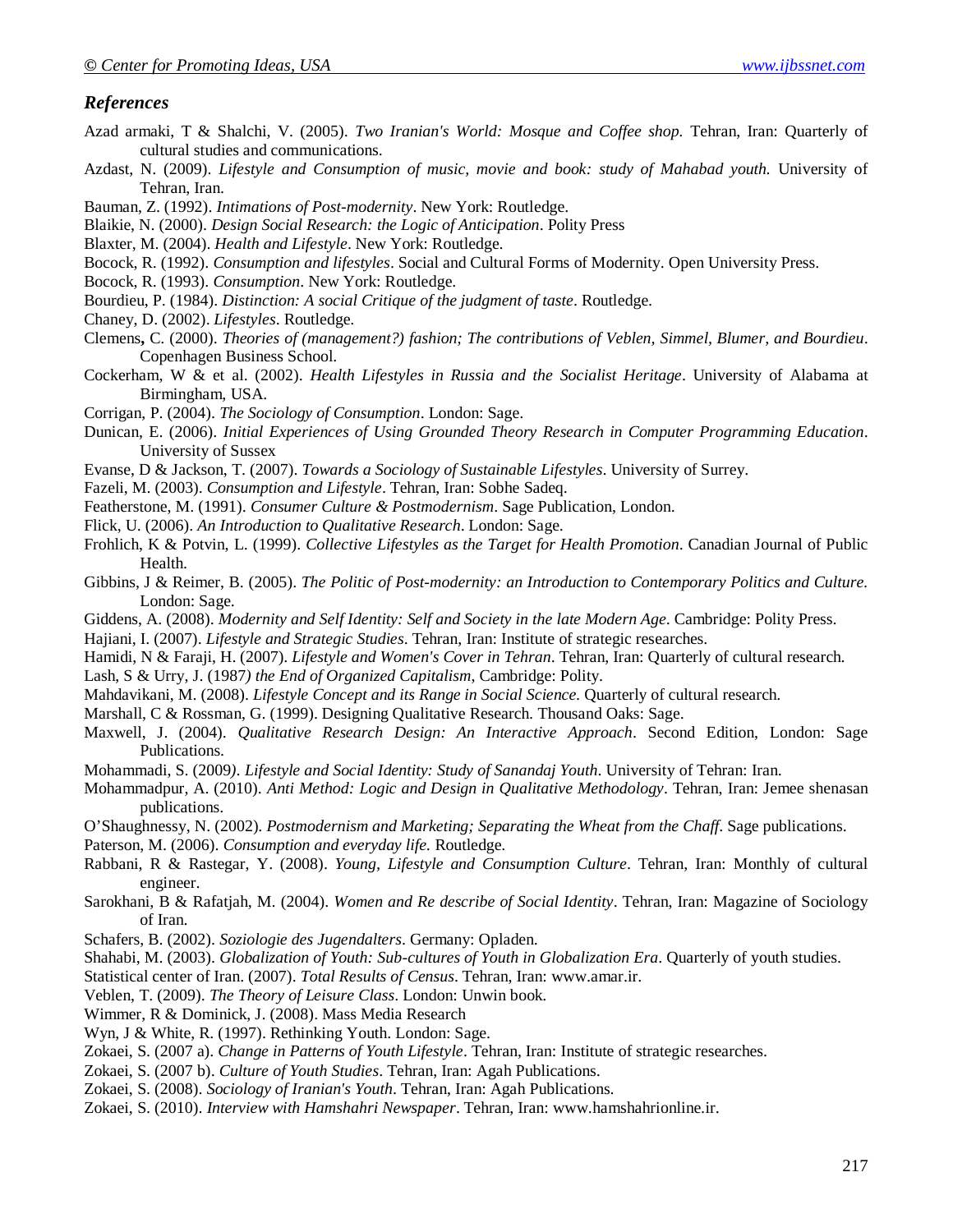## *References*

Azad armaki, T & Shalchi, V. (2005). *Two Iranian's World: Mosque and Coffee shop.* Tehran, Iran: Quarterly of cultural studies and communications.

Azdast, N. (2009). *Lifestyle and Consumption of music, movie and book: study of Mahabad youth.* University of Tehran, Iran.

Bauman, Z. (1992). *Intimations of Post-modernity*. New York: Routledge.

Blaikie, N. (2000). *Design Social Research: the Logic of Anticipation*. Polity Press

Blaxter, M. (2004). *Health and Lifestyle*. New York: Routledge.

Bocock, R. (1992). *Consumption and lifestyles*. Social and Cultural Forms of Modernity. Open University Press.

Bocock, R. (1993). *Consumption*. New York: Routledge.

Bourdieu, P. (1984). *Distinction: A social Critique of the judgment of taste*. Routledge.

Chaney, D. (2002). *Lifestyles*. Routledge.

Clemens**,** C. (2000). *Theories of (management?) fashion; The contributions of Veblen, Simmel, Blumer, and Bourdieu*. Copenhagen Business School.

Cockerham, W & et al. (2002). *Health Lifestyles in Russia and the Socialist Heritage*. University of Alabama at Birmingham, USA.

Corrigan, P. (2004). *The Sociology of Consumption*. London: Sage.

Dunican, E. (2006). *Initial Experiences of Using Grounded Theory Research in Computer Programming Education*. University of Sussex

Evanse, D & Jackson, T. (2007). *Towards a Sociology of Sustainable Lifestyles*. University of Surrey.

Fazeli, M. (2003). *Consumption and Lifestyle*. Tehran, Iran: Sobhe Sadeq.

Featherstone, M. (1991). *Consumer Culture & Postmodernism*. Sage Publication, London.

Flick, U. (2006). *An Introduction to Qualitative Research*. London: Sage.

Frohlich, K & Potvin, L. (1999). *Collective Lifestyles as the Target for Health Promotion*. Canadian Journal of Public Health.

Gibbins, J & Reimer, B. (2005). *The Politic of Post-modernity: an Introduction to Contemporary Politics and Culture*. London: Sage.

Giddens, A. (2008). *Modernity and Self Identity: Self and Society in the late Modern Age*. Cambridge: Polity Press.

Hajiani, I. (2007). *Lifestyle and Strategic Studies*. Tehran, Iran: Institute of strategic researches.

Hamidi, N & Faraji, H. (2007). *Lifestyle and Women's Cover in Tehran*. Tehran, Iran: Quarterly of cultural research.

Lash, S & Urry, J. (1987*) the End of Organized Capitalism*, Cambridge: Polity.

Mahdavikani, M. (2008). *Lifestyle Concept and its Range in Social Science.* Quarterly of cultural research.

Marshall, C & Rossman, G. (1999). Designing Qualitative Research. Thousand Oaks: Sage.

Maxwell, J. (2004). *Qualitative Research Design: An Interactive Approach*. Second Edition, London: Sage Publications.

Mohammadi, S. (2009*). Lifestyle and Social Identity: Study of Sanandaj Youth*. University of Tehran: Iran.

Mohammadpur, A. (2010). *Anti Method: Logic and Design in Qualitative Methodology*. Tehran, Iran: Jemee shenasan publications.

O'Shaughnessy, N. (2002). *Postmodernism and Marketing; Separating the Wheat from the Chaff*. Sage publications.

Paterson, M. (2006). *Consumption and everyday life.* Routledge.

Rabbani, R & Rastegar, Y. (2008). *Young, Lifestyle and Consumption Culture*. Tehran, Iran: Monthly of cultural engineer.

Sarokhani, B & Rafatjah, M. (2004). *Women and Re describe of Social Identity*. Tehran, Iran: Magazine of Sociology of Iran.

Schafers, B. (2002). *Soziologie des Jugendalters*. Germany: Opladen.

Shahabi, M. (2003). *Globalization of Youth: Sub-cultures of Youth in Globalization Era*. Quarterly of youth studies.

Statistical center of Iran. (2007). *Total Results of Census*. Tehran, Iran: www.amar.ir.

Veblen, T. (2009). *The Theory of Leisure Class*. London: Unwin book.

Wimmer, R & Dominick, J. (2008). Mass Media Research

Wyn, J & White, R. (1997). Rethinking Youth. London: Sage.

Zokaei, S. (2007 a). *Change in Patterns of Youth Lifestyle*. Tehran, Iran: Institute of strategic researches.

Zokaei, S. (2007 b). *Culture of Youth Studies*. Tehran, Iran: Agah Publications.

Zokaei, S. (2008). *Sociology of Iranian's Youth*. Tehran, Iran: Agah Publications.

Zokaei, S. (2010). *Interview with Hamshahri Newspaper*. Tehran, Iran: www.hamshahrionline.ir.